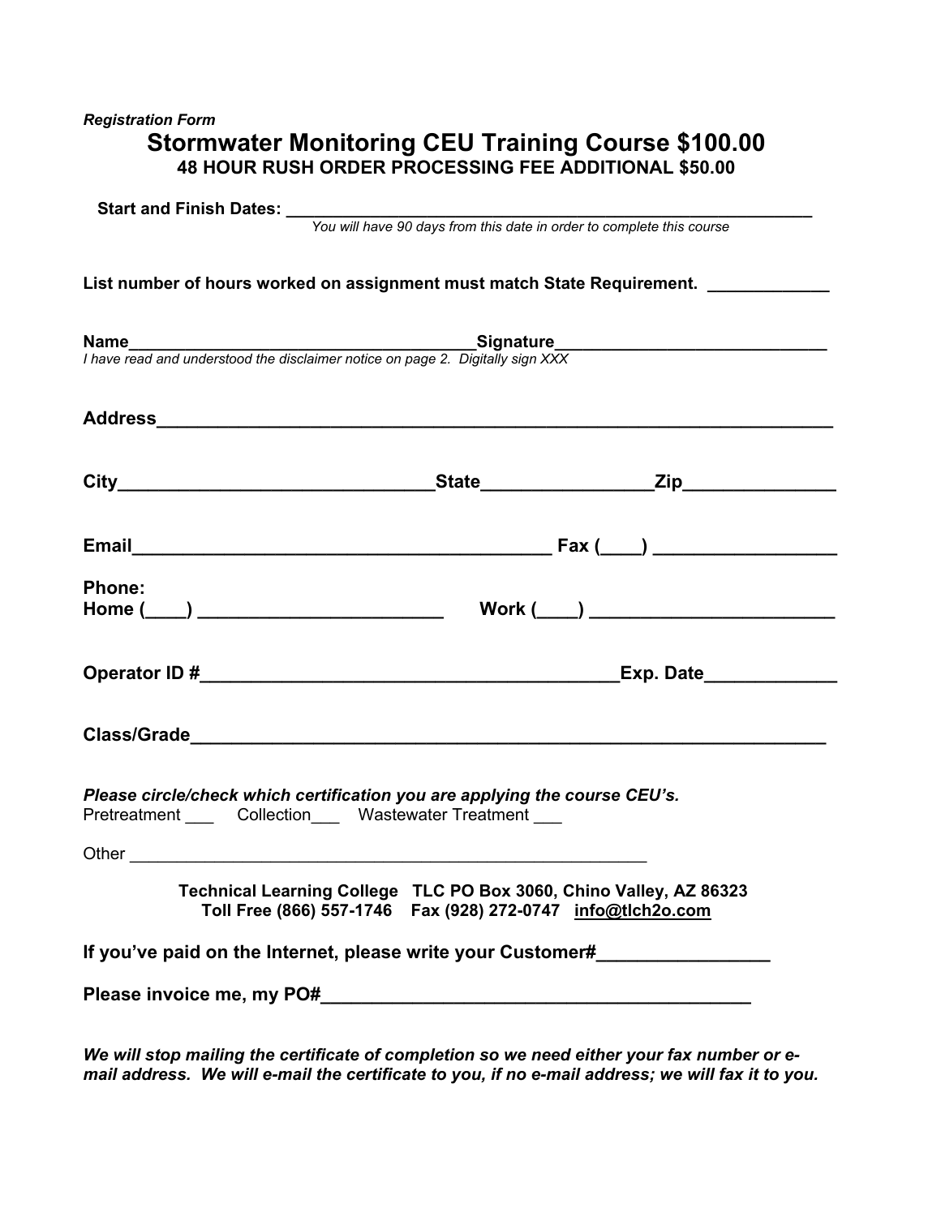*Registration Form*

# Stormwater Monitoring CEU Training Course $100.00

**48 HOUR RUSH ORDER PROCESSING FEE ADDITIONAL $50.00**

**Start and Finish Dates:** ____________________________________________________________

*You will have 90 days from this date in order to complete this course*

**List number of hours worked on assignment must match State Requirement.** ____________

**Name**____________________________________**Signature**____________________________

*I have read and understood the disclaimer notice on page 2. Digitally sign XXX*

**Address**________________________________________________________________

**City**______________________________**State**________________**Zip**______________

**Email**________________________________________ **Fax (____)** _________________

**Phone:**
**Home (____)** ________________________ **Work (____)** ________________________

**Operator ID #**________________________________________**Exp. Date**_____________

**Class/Grade**_____________________________________________________________

***Please circle/check which certification you are applying the course CEU's.***

Pretreatment ___ Collection___ Wastewater Treatment ___

Other ______________________________________________________

**Technical Learning College TLC PO Box 3060, Chino Valley, AZ 86323**
**Toll Free (866) 557-1746 Fax (928) 272-0747 info@tlch2o.com**

**If you've paid on the Internet, please write your Customer#**________________

**Please invoice me, my PO#**________________________________________

***We will stop mailing the certificate of completion so we need either your fax number or e-mail address. We will e-mail the certificate to you, if no e-mail address; we will fax it to you.***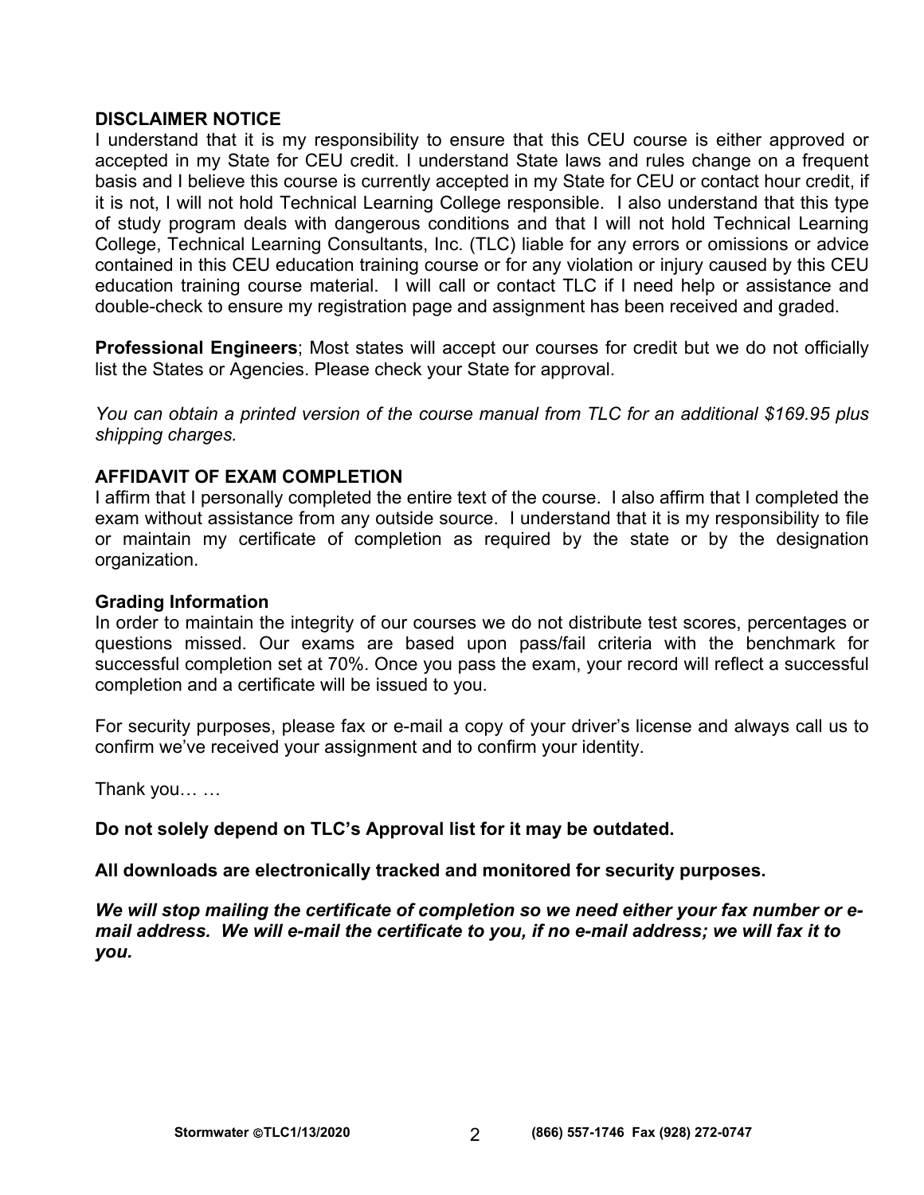**DISCLAIMER NOTICE**

I understand that it is my responsibility to ensure that this CEU course is either approved or accepted in my State for CEU credit. I understand State laws and rules change on a frequent basis and I believe this course is currently accepted in my State for CEU or contact hour credit, if it is not, I will not hold Technical Learning College responsible. I also understand that this type of study program deals with dangerous conditions and that I will not hold Technical Learning College, Technical Learning Consultants, Inc. (TLC) liable for any errors or omissions or advice contained in this CEU education training course or for any violation or injury caused by this CEU education training course material. I will call or contact TLC if I need help or assistance and double-check to ensure my registration page and assignment has been received and graded.

**Professional Engineers**; Most states will accept our courses for credit but we do not officially list the States or Agencies. Please check your State for approval.

*You can obtain a printed version of the course manual from TLC for an additional $169.95 plus shipping charges.*

**AFFIDAVIT OF EXAM COMPLETION**

I affirm that I personally completed the entire text of the course. I also affirm that I completed the exam without assistance from any outside source. I understand that it is my responsibility to file or maintain my certificate of completion as required by the state or by the designation organization.

**Grading Information**

In order to maintain the integrity of our courses we do not distribute test scores, percentages or questions missed. Our exams are based upon pass/fail criteria with the benchmark for successful completion set at 70%. Once you pass the exam, your record will reflect a successful completion and a certificate will be issued to you.

For security purposes, please fax or e-mail a copy of your driver's license and always call us to confirm we've received your assignment and to confirm your identity.

Thank you… …

**Do not solely depend on TLC's Approval list for it may be outdated.**

**All downloads are electronically tracked and monitored for security purposes.**

***We will stop mailing the certificate of completion so we need either your fax number or e-mail address. We will e-mail the certificate to you, if no e-mail address; we will fax it to you.***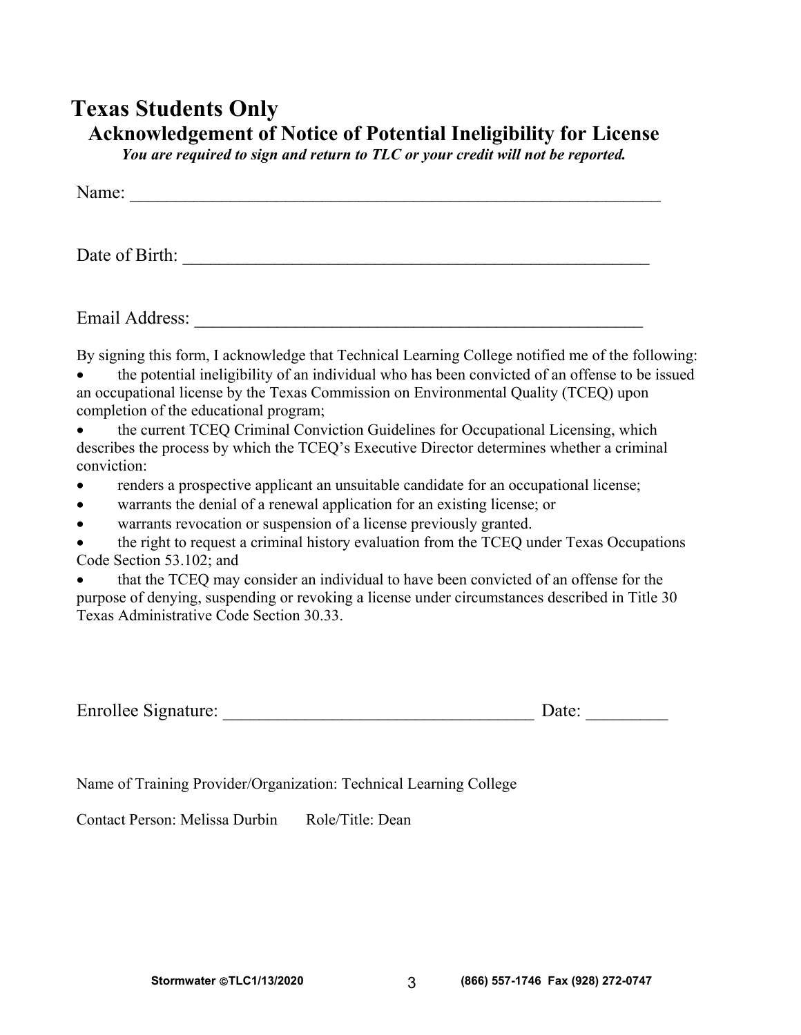# Texas Students Only

## Acknowledgement of Notice of Potential Ineligibility for License

***You are required to sign and return to TLC or your credit will not be reported.***

Name: ____________________________________________________________

Date of Birth: _____________________________________________________

Email Address: ____________________________________________________

By signing this form, I acknowledge that Technical Learning College notified me of the following:

- the potential ineligibility of an individual who has been convicted of an offense to be issued an occupational license by the Texas Commission on Environmental Quality (TCEQ) upon completion of the educational program;
- the current TCEQ Criminal Conviction Guidelines for Occupational Licensing, which describes the process by which the TCEQ's Executive Director determines whether a criminal conviction:
- renders a prospective applicant an unsuitable candidate for an occupational license;
- warrants the denial of a renewal application for an existing license; or
- warrants revocation or suspension of a license previously granted.
- the right to request a criminal history evaluation from the TCEQ under Texas Occupations Code Section 53.102; and
- that the TCEQ may consider an individual to have been convicted of an offense for the purpose of denying, suspending or revoking a license under circumstances described in Title 30 Texas Administrative Code Section 30.33.

Enrollee Signature: __________________________________ Date: _________

Name of Training Provider/Organization: Technical Learning College

Contact Person: Melissa Durbin    Role/Title: Dean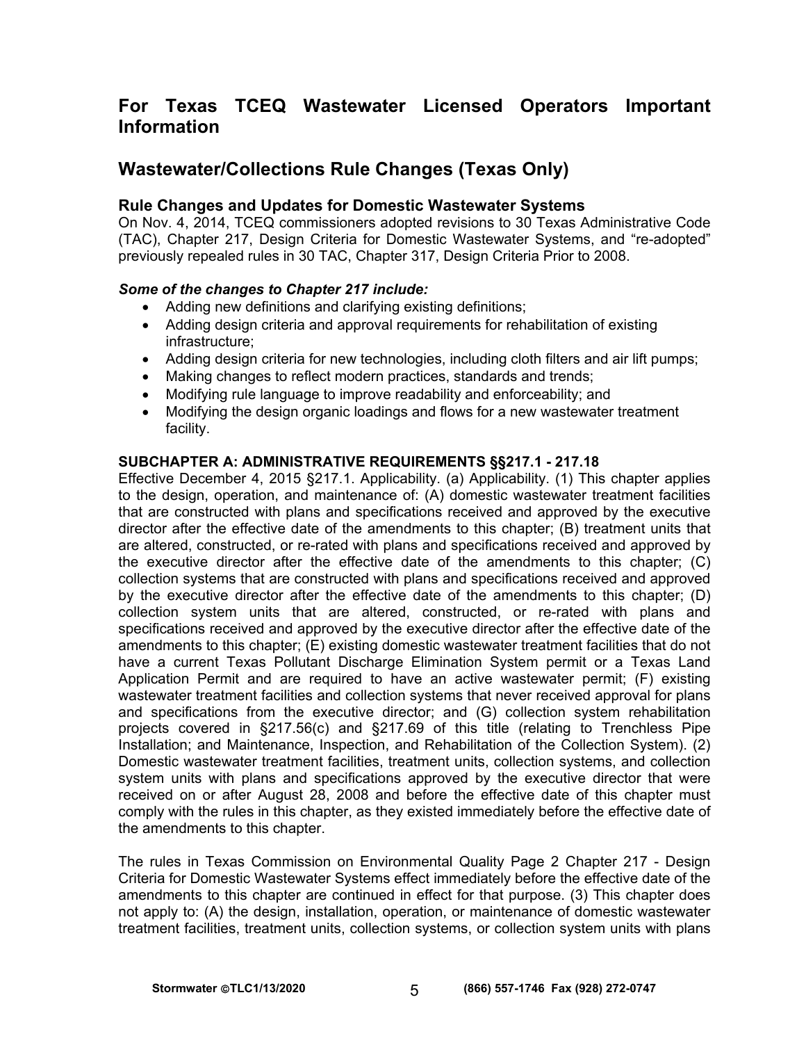## For Texas TCEQ Wastewater Licensed Operators Important Information

## Wastewater/Collections Rule Changes (Texas Only)

### Rule Changes and Updates for Domestic Wastewater Systems

On Nov. 4, 2014, TCEQ commissioners adopted revisions to 30 Texas Administrative Code (TAC), Chapter 217, Design Criteria for Domestic Wastewater Systems, and "re-adopted" previously repealed rules in 30 TAC, Chapter 317, Design Criteria Prior to 2008.

***Some of the changes to Chapter 217 include:***

- Adding new definitions and clarifying existing definitions;
- Adding design criteria and approval requirements for rehabilitation of existing infrastructure;
- Adding design criteria for new technologies, including cloth filters and air lift pumps;
- Making changes to reflect modern practices, standards and trends;
- Modifying rule language to improve readability and enforceability; and
- Modifying the design organic loadings and flows for a new wastewater treatment facility.

**SUBCHAPTER A: ADMINISTRATIVE REQUIREMENTS §§217.1 - 217.18**

Effective December 4, 2015 §217.1. Applicability. (a) Applicability. (1) This chapter applies to the design, operation, and maintenance of: (A) domestic wastewater treatment facilities that are constructed with plans and specifications received and approved by the executive director after the effective date of the amendments to this chapter; (B) treatment units that are altered, constructed, or re-rated with plans and specifications received and approved by the executive director after the effective date of the amendments to this chapter; (C) collection systems that are constructed with plans and specifications received and approved by the executive director after the effective date of the amendments to this chapter; (D) collection system units that are altered, constructed, or re-rated with plans and specifications received and approved by the executive director after the effective date of the amendments to this chapter; (E) existing domestic wastewater treatment facilities that do not have a current Texas Pollutant Discharge Elimination System permit or a Texas Land Application Permit and are required to have an active wastewater permit; (F) existing wastewater treatment facilities and collection systems that never received approval for plans and specifications from the executive director; and (G) collection system rehabilitation projects covered in §217.56(c) and §217.69 of this title (relating to Trenchless Pipe Installation; and Maintenance, Inspection, and Rehabilitation of the Collection System). (2) Domestic wastewater treatment facilities, treatment units, collection systems, and collection system units with plans and specifications approved by the executive director that were received on or after August 28, 2008 and before the effective date of this chapter must comply with the rules in this chapter, as they existed immediately before the effective date of the amendments to this chapter.

The rules in Texas Commission on Environmental Quality Page 2 Chapter 217 - Design Criteria for Domestic Wastewater Systems effect immediately before the effective date of the amendments to this chapter are continued in effect for that purpose. (3) This chapter does not apply to: (A) the design, installation, operation, or maintenance of domestic wastewater treatment facilities, treatment units, collection systems, or collection system units with plans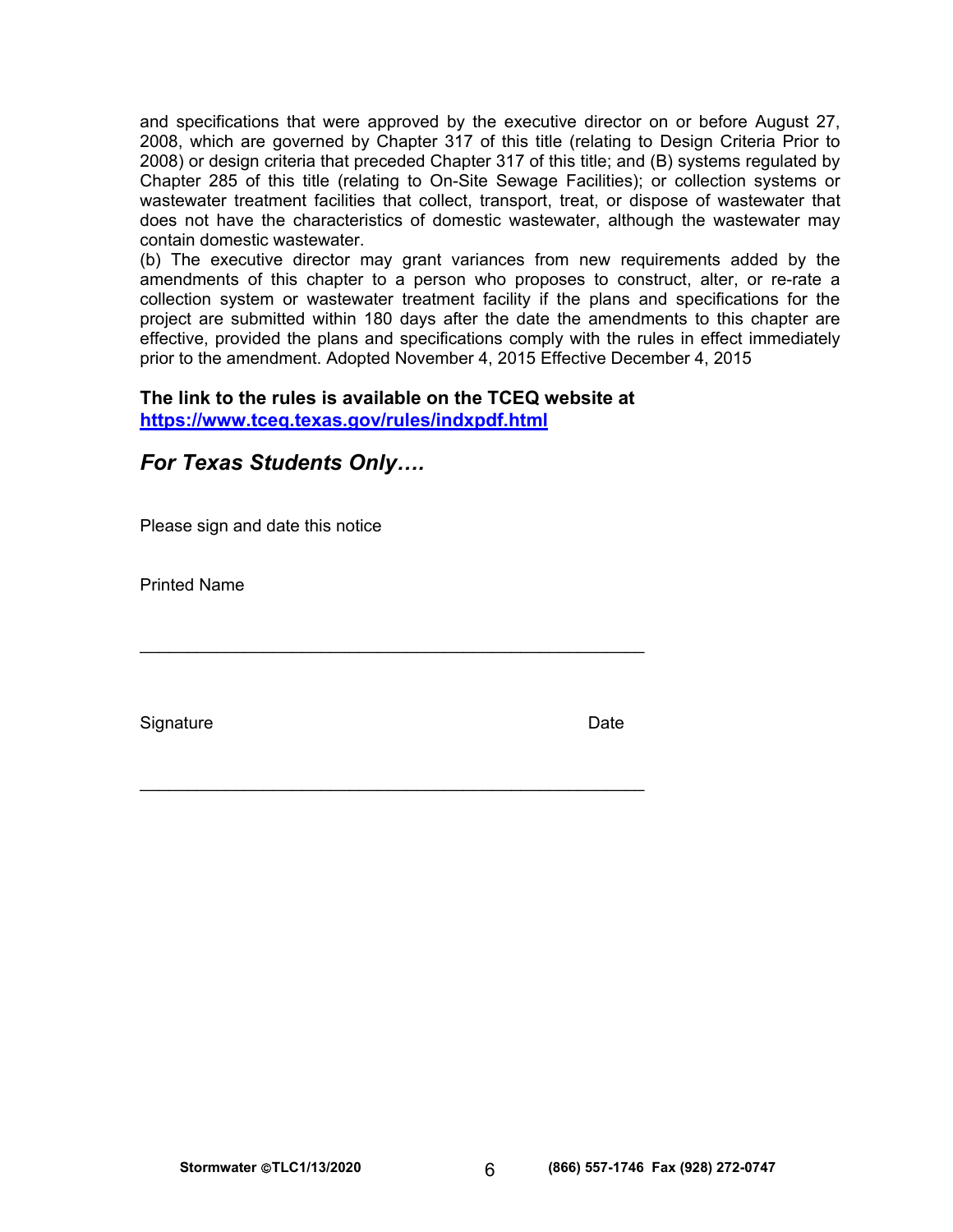and specifications that were approved by the executive director on or before August 27, 2008, which are governed by Chapter 317 of this title (relating to Design Criteria Prior to 2008) or design criteria that preceded Chapter 317 of this title; and (B) systems regulated by Chapter 285 of this title (relating to On-Site Sewage Facilities); or collection systems or wastewater treatment facilities that collect, transport, treat, or dispose of wastewater that does not have the characteristics of domestic wastewater, although the wastewater may contain domestic wastewater.

(b) The executive director may grant variances from new requirements added by the amendments of this chapter to a person who proposes to construct, alter, or re-rate a collection system or wastewater treatment facility if the plans and specifications for the project are submitted within 180 days after the date the amendments to this chapter are effective, provided the plans and specifications comply with the rules in effect immediately prior to the amendment. Adopted November 4, 2015 Effective December 4, 2015

**The link to the rules is available on the TCEQ website at [https://www.tceq.texas.gov/rules/indxpdf.html](https://www.tceq.texas.gov/rules/indxpdf.html)**

## *For Texas Students Only….*

Please sign and date this notice

Printed Name

_______________________________________________________

Signature                                                                                    Date

_______________________________________________________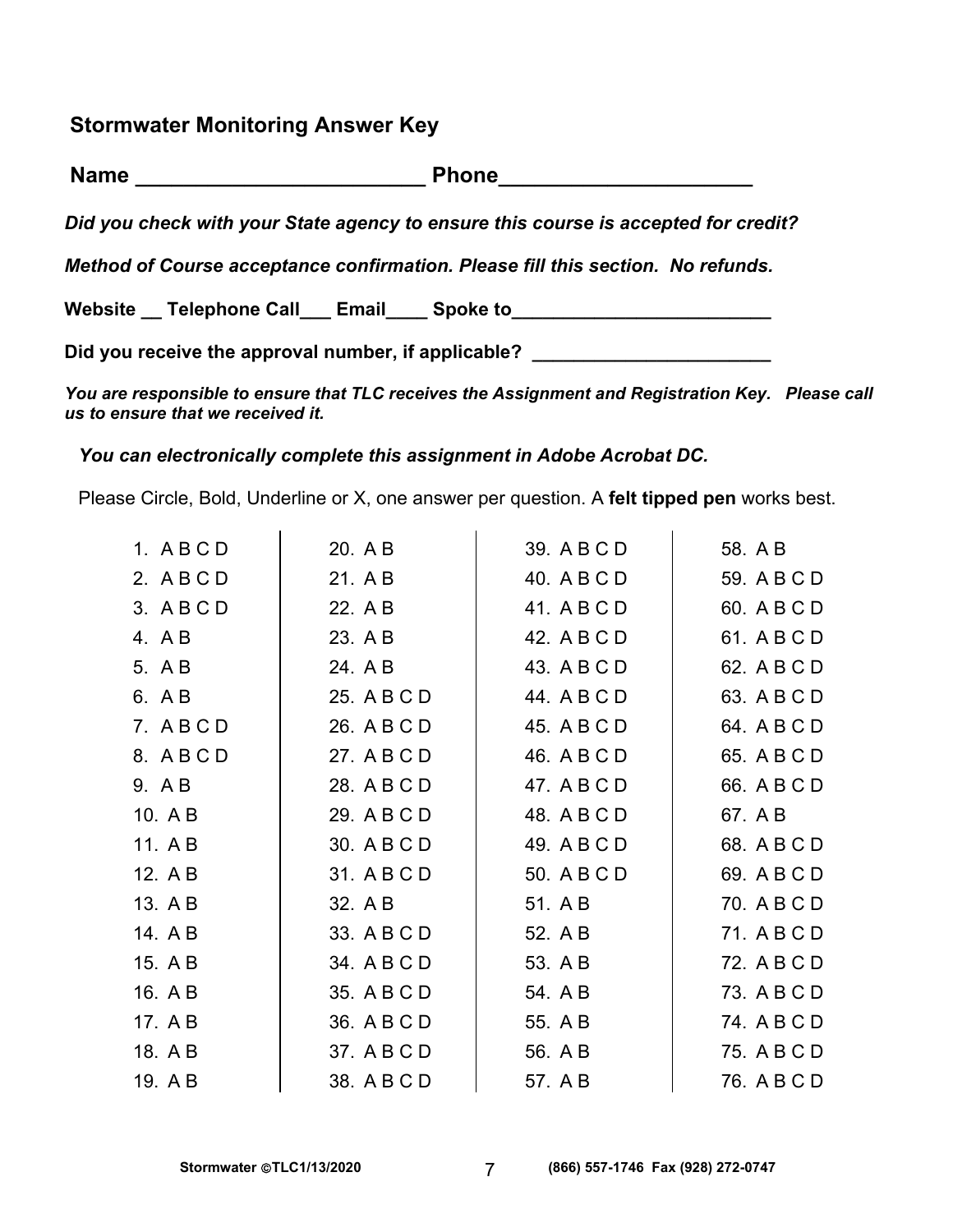## Stormwater Monitoring Answer Key

**Name _________________________ Phone_____________________**

***Did you check with your State agency to ensure this course is accepted for credit?***

***Method of Course acceptance confirmation. Please fill this section. No refunds.***

**Website __ Telephone Call___ Email____ Spoke to_________________________**

**Did you receive the approval number, if applicable? _______________________**

***You are responsible to ensure that TLC receives the Assignment and Registration Key. Please call us to ensure that we received it.***

***You can electronically complete this assignment in Adobe Acrobat DC.***

Please Circle, Bold, Underline or X, one answer per question. A **felt tipped pen** works best.

| | | | |
|---|---|---|---|
| 1. A B C D | 20. A B | 39. A B C D | 58. A B |
| 2. A B C D | 21. A B | 40. A B C D | 59. A B C D |
| 3. A B C D | 22. A B | 41. A B C D | 60. A B C D |
| 4. A B | 23. A B | 42. A B C D | 61. A B C D |
| 5. A B | 24. A B | 43. A B C D | 62. A B C D |
| 6. A B | 25. A B C D | 44. A B C D | 63. A B C D |
| 7. A B C D | 26. A B C D | 45. A B C D | 64. A B C D |
| 8. A B C D | 27. A B C D | 46. A B C D | 65. A B C D |
| 9. A B | 28. A B C D | 47. A B C D | 66. A B C D |
| 10. A B | 29. A B C D | 48. A B C D | 67. A B |
| 11. A B | 30. A B C D | 49. A B C D | 68. A B C D |
| 12. A B | 31. A B C D | 50. A B C D | 69. A B C D |
| 13. A B | 32. A B | 51. A B | 70. A B C D |
| 14. A B | 33. A B C D | 52. A B | 71. A B C D |
| 15. A B | 34. A B C D | 53. A B | 72. A B C D |
| 16. A B | 35. A B C D | 54. A B | 73. A B C D |
| 17. A B | 36. A B C D | 55. A B | 74. A B C D |
| 18. A B | 37. A B C D | 56. A B | 75. A B C D |
| 19. A B | 38. A B C D | 57. A B | 76. A B C D |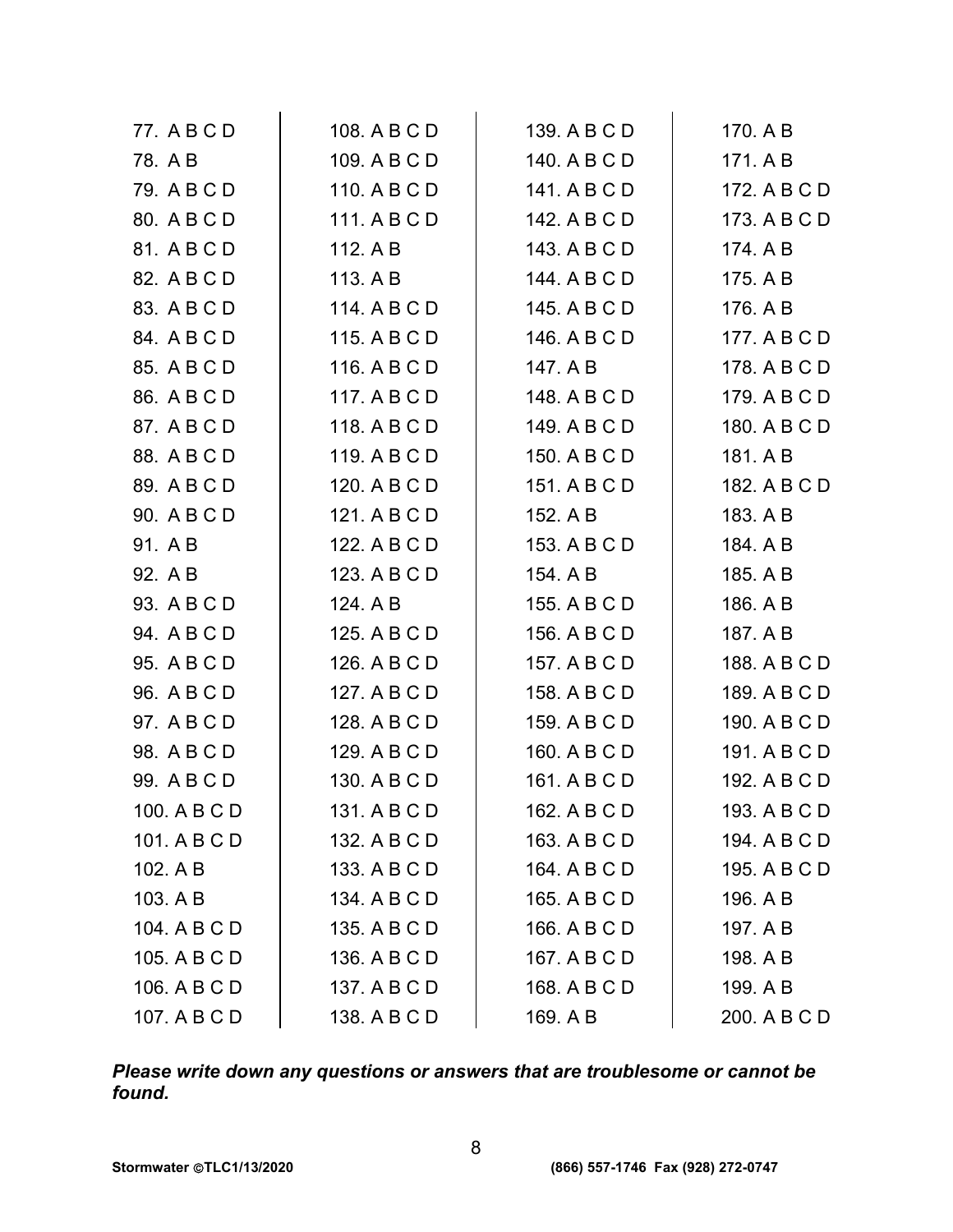| | | | |
|---|---|---|---|
| 77. A B C D | 108. A B C D | 139. A B C D | 170. A B |
| 78. A B | 109. A B C D | 140. A B C D | 171. A B |
| 79. A B C D | 110. A B C D | 141. A B C D | 172. A B C D |
| 80. A B C D | 111. A B C D | 142. A B C D | 173. A B C D |
| 81. A B C D | 112. A B | 143. A B C D | 174. A B |
| 82. A B C D | 113. A B | 144. A B C D | 175. A B |
| 83. A B C D | 114. A B C D | 145. A B C D | 176. A B |
| 84. A B C D | 115. A B C D | 146. A B C D | 177. A B C D |
| 85. A B C D | 116. A B C D | 147. A B | 178. A B C D |
| 86. A B C D | 117. A B C D | 148. A B C D | 179. A B C D |
| 87. A B C D | 118. A B C D | 149. A B C D | 180. A B C D |
| 88. A B C D | 119. A B C D | 150. A B C D | 181. A B |
| 89. A B C D | 120. A B C D | 151. A B C D | 182. A B C D |
| 90. A B C D | 121. A B C D | 152. A B | 183. A B |
| 91. A B | 122. A B C D | 153. A B C D | 184. A B |
| 92. A B | 123. A B C D | 154. A B | 185. A B |
| 93. A B C D | 124. A B | 155. A B C D | 186. A B |
| 94. A B C D | 125. A B C D | 156. A B C D | 187. A B |
| 95. A B C D | 126. A B C D | 157. A B C D | 188. A B C D |
| 96. A B C D | 127. A B C D | 158. A B C D | 189. A B C D |
| 97. A B C D | 128. A B C D | 159. A B C D | 190. A B C D |
| 98. A B C D | 129. A B C D | 160. A B C D | 191. A B C D |
| 99. A B C D | 130. A B C D | 161. A B C D | 192. A B C D |
| 100. A B C D | 131. A B C D | 162. A B C D | 193. A B C D |
| 101. A B C D | 132. A B C D | 163. A B C D | 194. A B C D |
| 102. A B | 133. A B C D | 164. A B C D | 195. A B C D |
| 103. A B | 134. A B C D | 165. A B C D | 196. A B |
| 104. A B C D | 135. A B C D | 166. A B C D | 197. A B |
| 105. A B C D | 136. A B C D | 167. A B C D | 198. A B |
| 106. A B C D | 137. A B C D | 168. A B C D | 199. A B |
| 107. A B C D | 138. A B C D | 169. A B | 200. A B C D |

***Please write down any questions or answers that are troublesome or cannot be found.***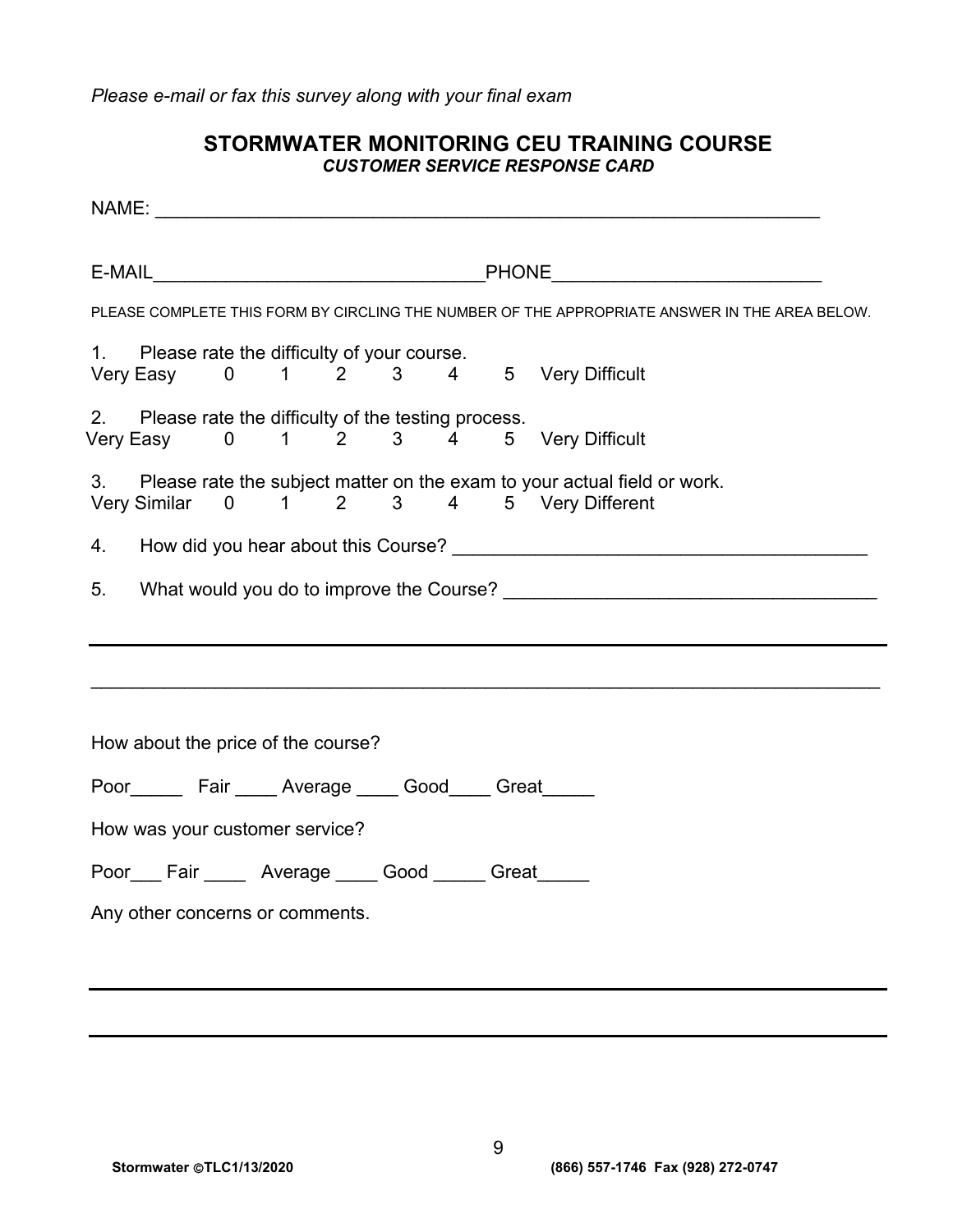*Please e-mail or fax this survey along with your final exam*

## STORMWATER MONITORING CEU TRAINING COURSE

***CUSTOMER SERVICE RESPONSE CARD***

NAME: ___________________________________________________________________

E-MAIL________________________________PHONE__________________________

PLEASE COMPLETE THIS FORM BY CIRCLING THE NUMBER OF THE APPROPRIATE ANSWER IN THE AREA BELOW.

1. Please rate the difficulty of your course.

Very Easy 0 1 2 3 4 5 Very Difficult

2. Please rate the difficulty of the testing process.

Very Easy 0 1 2 3 4 5 Very Difficult

3. Please rate the subject matter on the exam to your actual field or work.

Very Similar 0 1 2 3 4 5 Very Different

4. How did you hear about this Course? ________________________________________

5. What would you do to improve the Course? ____________________________________

_____________________________________________________________________________

_____________________________________________________________________________

How about the price of the course?

Poor_____ Fair ____ Average ____ Good____ Great_____

How was your customer service?

Poor___ Fair ____ Average ____ Good _____ Great_____

Any other concerns or comments.

_____________________________________________________________________________

_____________________________________________________________________________

Stormwater ©TLC1/13/2020 (866) 557-1746 Fax (928) 272-0747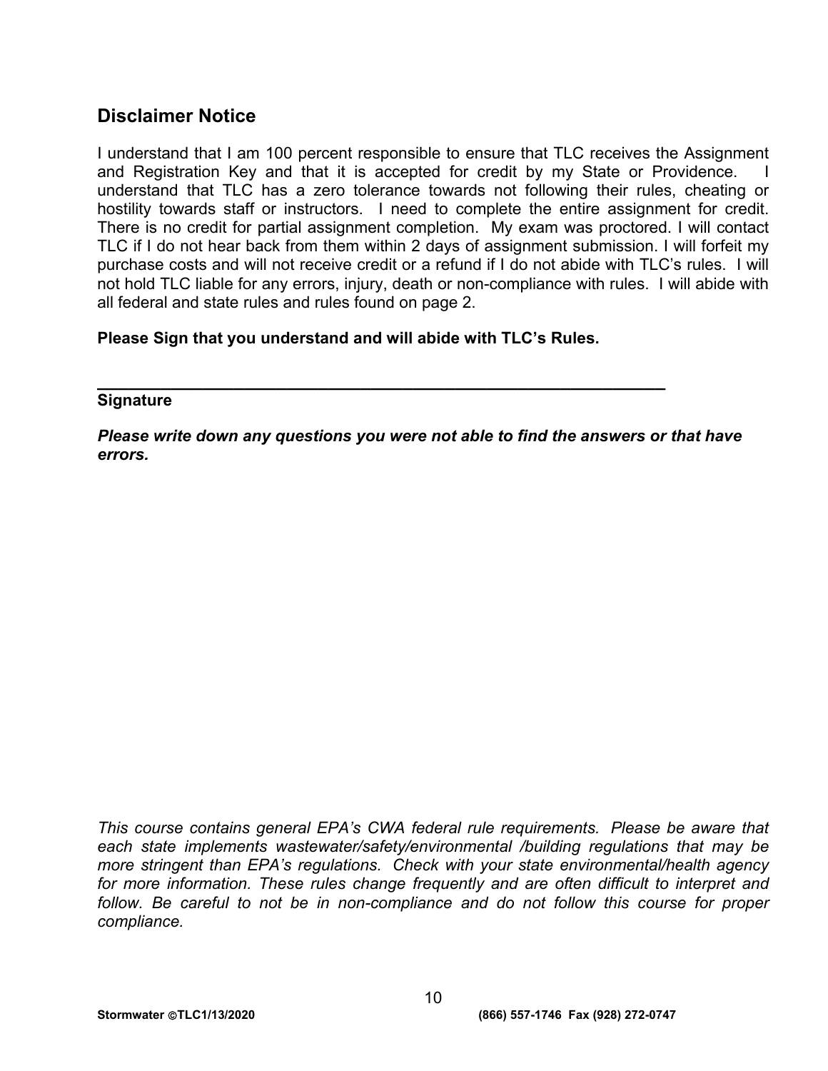## Disclaimer Notice

I understand that I am 100 percent responsible to ensure that TLC receives the Assignment and Registration Key and that it is accepted for credit by my State or Providence. I understand that TLC has a zero tolerance towards not following their rules, cheating or hostility towards staff or instructors. I need to complete the entire assignment for credit. There is no credit for partial assignment completion. My exam was proctored. I will contact TLC if I do not hear back from them within 2 days of assignment submission. I will forfeit my purchase costs and will not receive credit or a refund if I do not abide with TLC's rules. I will not hold TLC liable for any errors, injury, death or non-compliance with rules. I will abide with all federal and state rules and rules found on page 2.

**Please Sign that you understand and will abide with TLC's Rules.**

________________________________________________________________

**Signature**

***Please write down any questions you were not able to find the answers or that have errors.***

*This course contains general EPA's CWA federal rule requirements. Please be aware that each state implements wastewater/safety/environmental /building regulations that may be more stringent than EPA's regulations. Check with your state environmental/health agency for more information. These rules change frequently and are often difficult to interpret and follow. Be careful to not be in non-compliance and do not follow this course for proper compliance.*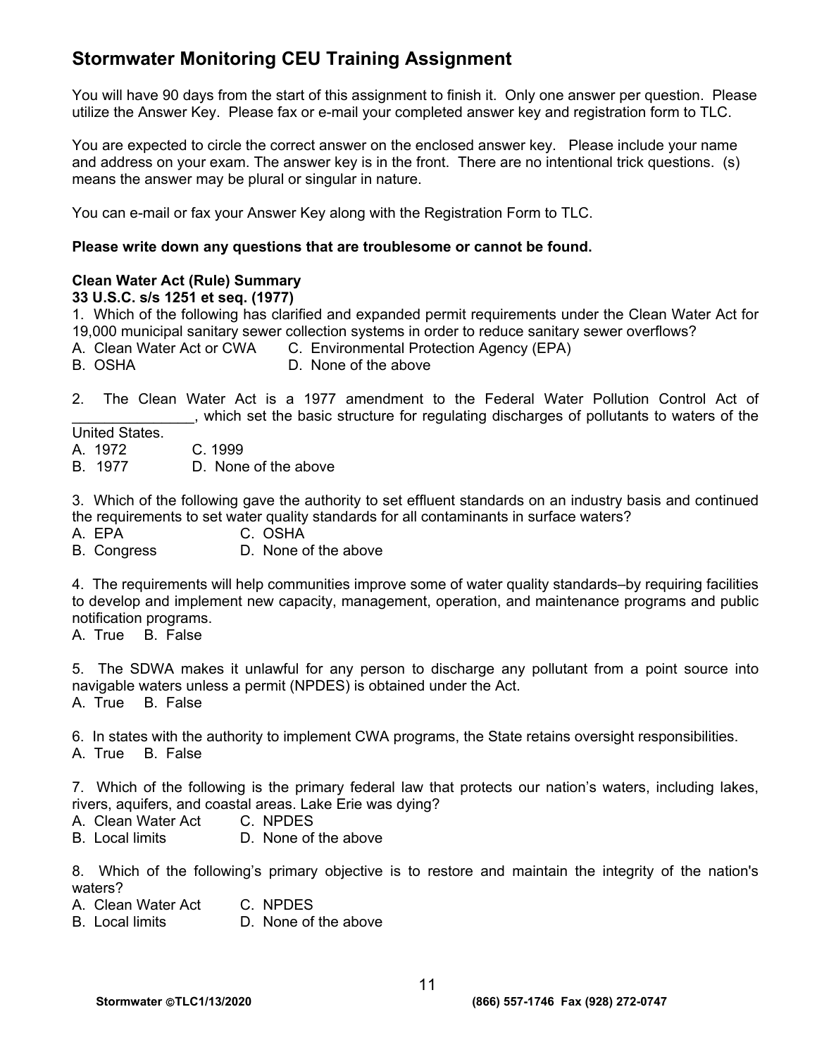## Stormwater Monitoring CEU Training Assignment

You will have 90 days from the start of this assignment to finish it. Only one answer per question. Please utilize the Answer Key. Please fax or e-mail your completed answer key and registration form to TLC.

You are expected to circle the correct answer on the enclosed answer key. Please include your name and address on your exam. The answer key is in the front. There are no intentional trick questions. (s) means the answer may be plural or singular in nature.

You can e-mail or fax your Answer Key along with the Registration Form to TLC.

**Please write down any questions that are troublesome or cannot be found.**

**Clean Water Act (Rule) Summary**
**33 U.S.C. s/s 1251 et seq. (1977)**

1. Which of the following has clarified and expanded permit requirements under the Clean Water Act for 19,000 municipal sanitary sewer collection systems in order to reduce sanitary sewer overflows?
A. Clean Water Act or CWA
B. OSHA
C. Environmental Protection Agency (EPA)
D. None of the above

2. The Clean Water Act is a 1977 amendment to the Federal Water Pollution Control Act of _______________, which set the basic structure for regulating discharges of pollutants to waters of the United States.
A. 1972
B. 1977
C. 1999
D. None of the above

3. Which of the following gave the authority to set effluent standards on an industry basis and continued the requirements to set water quality standards for all contaminants in surface waters?
A. EPA
B. Congress
C. OSHA
D. None of the above

4. The requirements will help communities improve some of water quality standards–by requiring facilities to develop and implement new capacity, management, operation, and maintenance programs and public notification programs.
A. True B. False

5. The SDWA makes it unlawful for any person to discharge any pollutant from a point source into navigable waters unless a permit (NPDES) is obtained under the Act.
A. True B. False

6. In states with the authority to implement CWA programs, the State retains oversight responsibilities.
A. True B. False

7. Which of the following is the primary federal law that protects our nation's waters, including lakes, rivers, aquifers, and coastal areas. Lake Erie was dying?
A. Clean Water Act
B. Local limits
C. NPDES
D. None of the above

8. Which of the following's primary objective is to restore and maintain the integrity of the nation's waters?
A. Clean Water Act
B. Local limits
C. NPDES
D. None of the above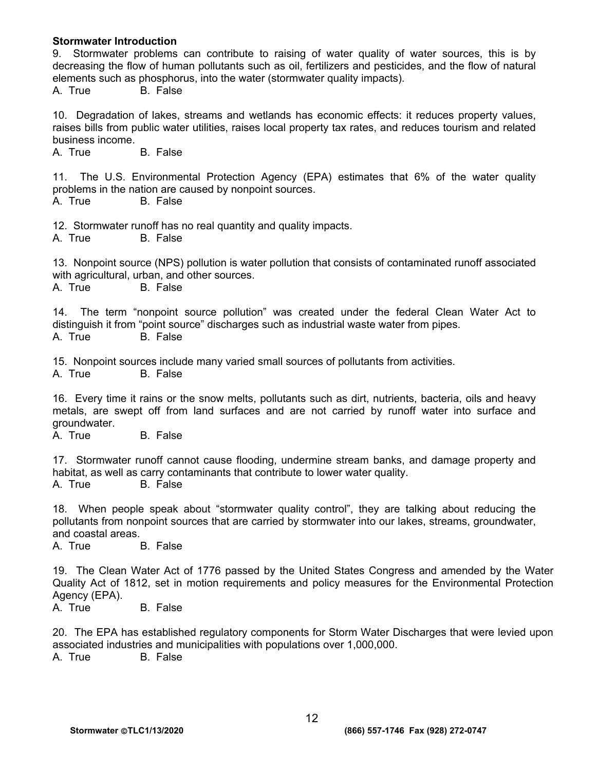**Stormwater Introduction**

9. Stormwater problems can contribute to raising of water quality of water sources, this is by decreasing the flow of human pollutants such as oil, fertilizers and pesticides, and the flow of natural elements such as phosphorus, into the water (stormwater quality impacts).

A. True B. False

10. Degradation of lakes, streams and wetlands has economic effects: it reduces property values, raises bills from public water utilities, raises local property tax rates, and reduces tourism and related business income.

A. True B. False

11. The U.S. Environmental Protection Agency (EPA) estimates that 6% of the water quality problems in the nation are caused by nonpoint sources.

A. True B. False

12. Stormwater runoff has no real quantity and quality impacts.

A. True B. False

13. Nonpoint source (NPS) pollution is water pollution that consists of contaminated runoff associated with agricultural, urban, and other sources.

A. True B. False

14. The term "nonpoint source pollution" was created under the federal Clean Water Act to distinguish it from "point source" discharges such as industrial waste water from pipes.

A. True B. False

15. Nonpoint sources include many varied small sources of pollutants from activities.

A. True B. False

16. Every time it rains or the snow melts, pollutants such as dirt, nutrients, bacteria, oils and heavy metals, are swept off from land surfaces and are not carried by runoff water into surface and groundwater.

A. True B. False

17. Stormwater runoff cannot cause flooding, undermine stream banks, and damage property and habitat, as well as carry contaminants that contribute to lower water quality.

A. True B. False

18. When people speak about "stormwater quality control", they are talking about reducing the pollutants from nonpoint sources that are carried by stormwater into our lakes, streams, groundwater, and coastal areas.

A. True B. False

19. The Clean Water Act of 1776 passed by the United States Congress and amended by the Water Quality Act of 1812, set in motion requirements and policy measures for the Environmental Protection Agency (EPA).

A. True B. False

20. The EPA has established regulatory components for Storm Water Discharges that were levied upon associated industries and municipalities with populations over 1,000,000.

A. True B. False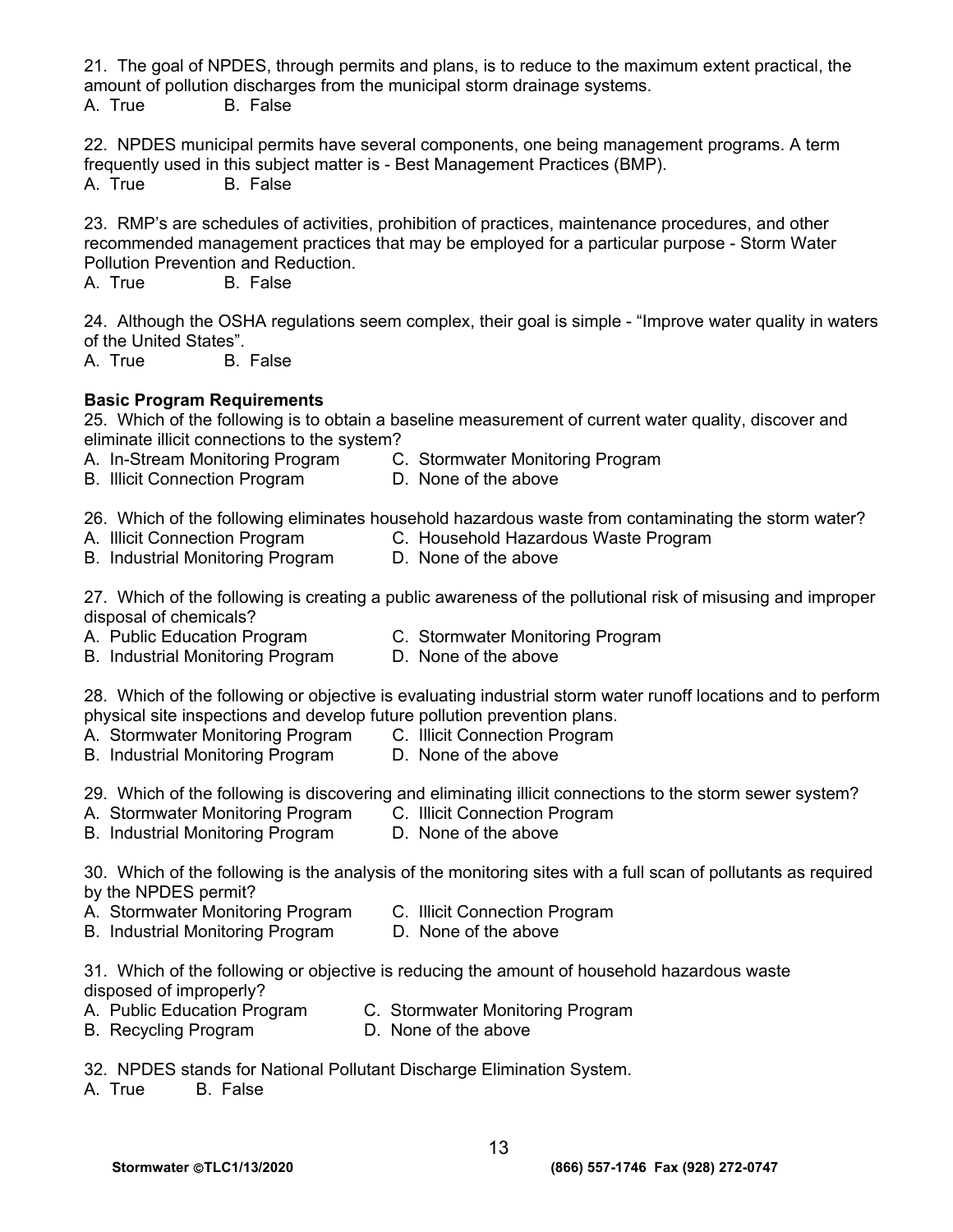21. The goal of NPDES, through permits and plans, is to reduce to the maximum extent practical, the amount of pollution discharges from the municipal storm drainage systems.
A. True  B. False

22. NPDES municipal permits have several components, one being management programs. A term frequently used in this subject matter is - Best Management Practices (BMP).
A. True  B. False

23. RMP's are schedules of activities, prohibition of practices, maintenance procedures, and other recommended management practices that may be employed for a particular purpose - Storm Water Pollution Prevention and Reduction.
A. True  B. False

24. Although the OSHA regulations seem complex, their goal is simple - "Improve water quality in waters of the United States".
A. True  B. False

**Basic Program Requirements**

25. Which of the following is to obtain a baseline measurement of current water quality, discover and eliminate illicit connections to the system?
A. In-Stream Monitoring Program  C. Stormwater Monitoring Program
B. Illicit Connection Program  D. None of the above

26. Which of the following eliminates household hazardous waste from contaminating the storm water?
A. Illicit Connection Program  C. Household Hazardous Waste Program
B. Industrial Monitoring Program  D. None of the above

27. Which of the following is creating a public awareness of the pollutional risk of misusing and improper disposal of chemicals?
A. Public Education Program  C. Stormwater Monitoring Program
B. Industrial Monitoring Program  D. None of the above

28. Which of the following or objective is evaluating industrial storm water runoff locations and to perform physical site inspections and develop future pollution prevention plans.
A. Stormwater Monitoring Program  C. Illicit Connection Program
B. Industrial Monitoring Program  D. None of the above

29. Which of the following is discovering and eliminating illicit connections to the storm sewer system?
A. Stormwater Monitoring Program  C. Illicit Connection Program
B. Industrial Monitoring Program  D. None of the above

30. Which of the following is the analysis of the monitoring sites with a full scan of pollutants as required by the NPDES permit?
A. Stormwater Monitoring Program  C. Illicit Connection Program
B. Industrial Monitoring Program  D. None of the above

31. Which of the following or objective is reducing the amount of household hazardous waste disposed of improperly?
A. Public Education Program  C. Stormwater Monitoring Program
B. Recycling Program  D. None of the above

32. NPDES stands for National Pollutant Discharge Elimination System.
A. True  B. False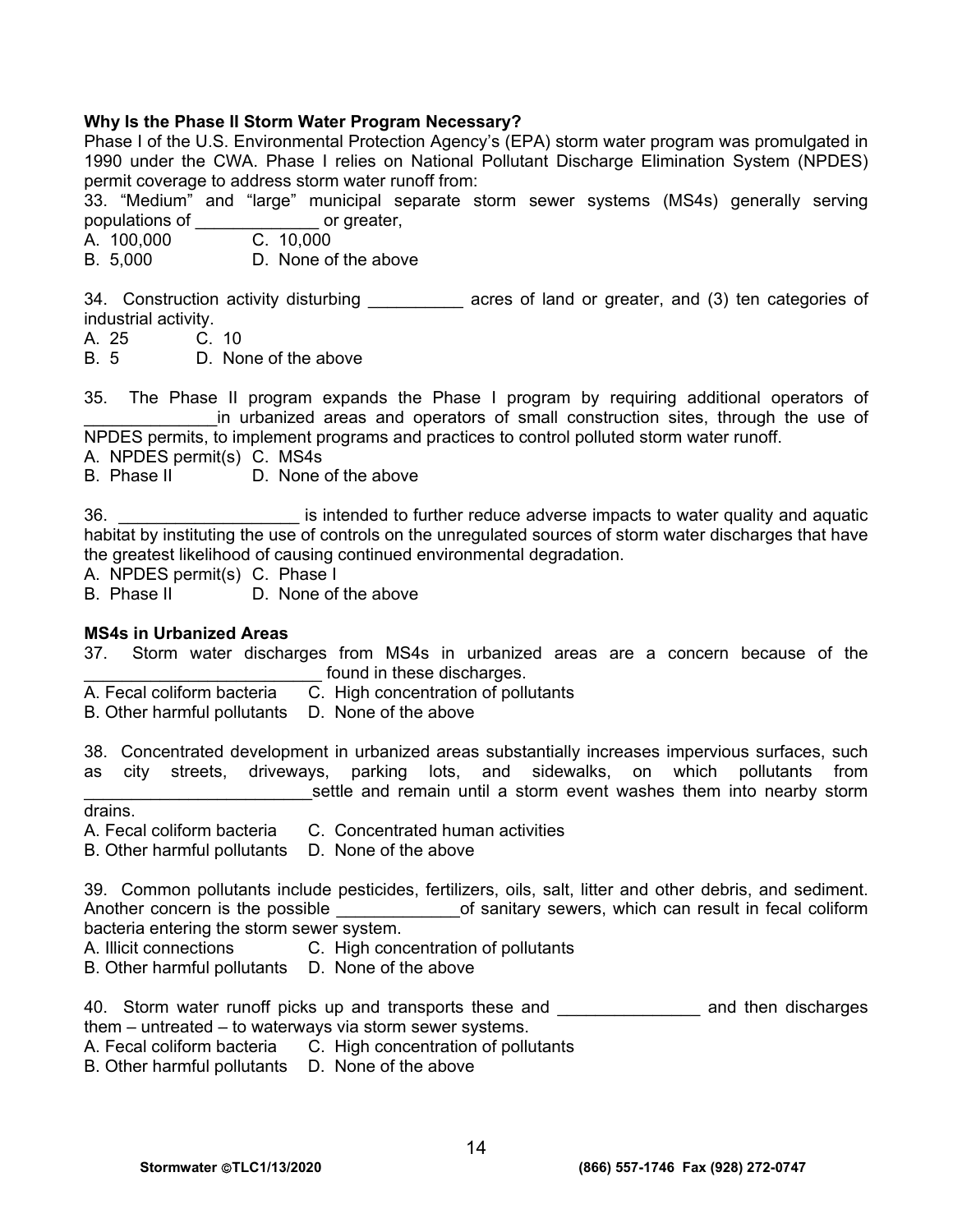**Why Is the Phase II Storm Water Program Necessary?**

Phase I of the U.S. Environmental Protection Agency's (EPA) storm water program was promulgated in 1990 under the CWA. Phase I relies on National Pollutant Discharge Elimination System (NPDES) permit coverage to address storm water runoff from:

33. "Medium" and "large" municipal separate storm sewer systems (MS4s) generally serving populations of _____________ or greater,

A. 100,000  C. 10,000
B. 5,000  D. None of the above

34. Construction activity disturbing __________ acres of land or greater, and (3) ten categories of industrial activity.

A. 25  C. 10
B. 5  D. None of the above

35. The Phase II program expands the Phase I program by requiring additional operators of ______________in urbanized areas and operators of small construction sites, through the use of NPDES permits, to implement programs and practices to control polluted storm water runoff.

A. NPDES permit(s)  C. MS4s
B. Phase II  D. None of the above

36. ___________________ is intended to further reduce adverse impacts to water quality and aquatic habitat by instituting the use of controls on the unregulated sources of storm water discharges that have the greatest likelihood of causing continued environmental degradation.

A. NPDES permit(s)  C. Phase I
B. Phase II  D. None of the above

**MS4s in Urbanized Areas**

37. Storm water discharges from MS4s in urbanized areas are a concern because of the _________________________ found in these discharges.

A. Fecal coliform bacteria  C. High concentration of pollutants
B. Other harmful pollutants  D. None of the above

38. Concentrated development in urbanized areas substantially increases impervious surfaces, such as city streets, driveways, parking lots, and sidewalks, on which pollutants from ________________________settle and remain until a storm event washes them into nearby storm drains.

A. Fecal coliform bacteria  C. Concentrated human activities
B. Other harmful pollutants  D. None of the above

39. Common pollutants include pesticides, fertilizers, oils, salt, litter and other debris, and sediment. Another concern is the possible _____________of sanitary sewers, which can result in fecal coliform bacteria entering the storm sewer system.

A. Illicit connections  C. High concentration of pollutants
B. Other harmful pollutants  D. None of the above

40. Storm water runoff picks up and transports these and _______________ and then discharges them – untreated – to waterways via storm sewer systems.

A. Fecal coliform bacteria  C. High concentration of pollutants
B. Other harmful pollutants  D. None of the above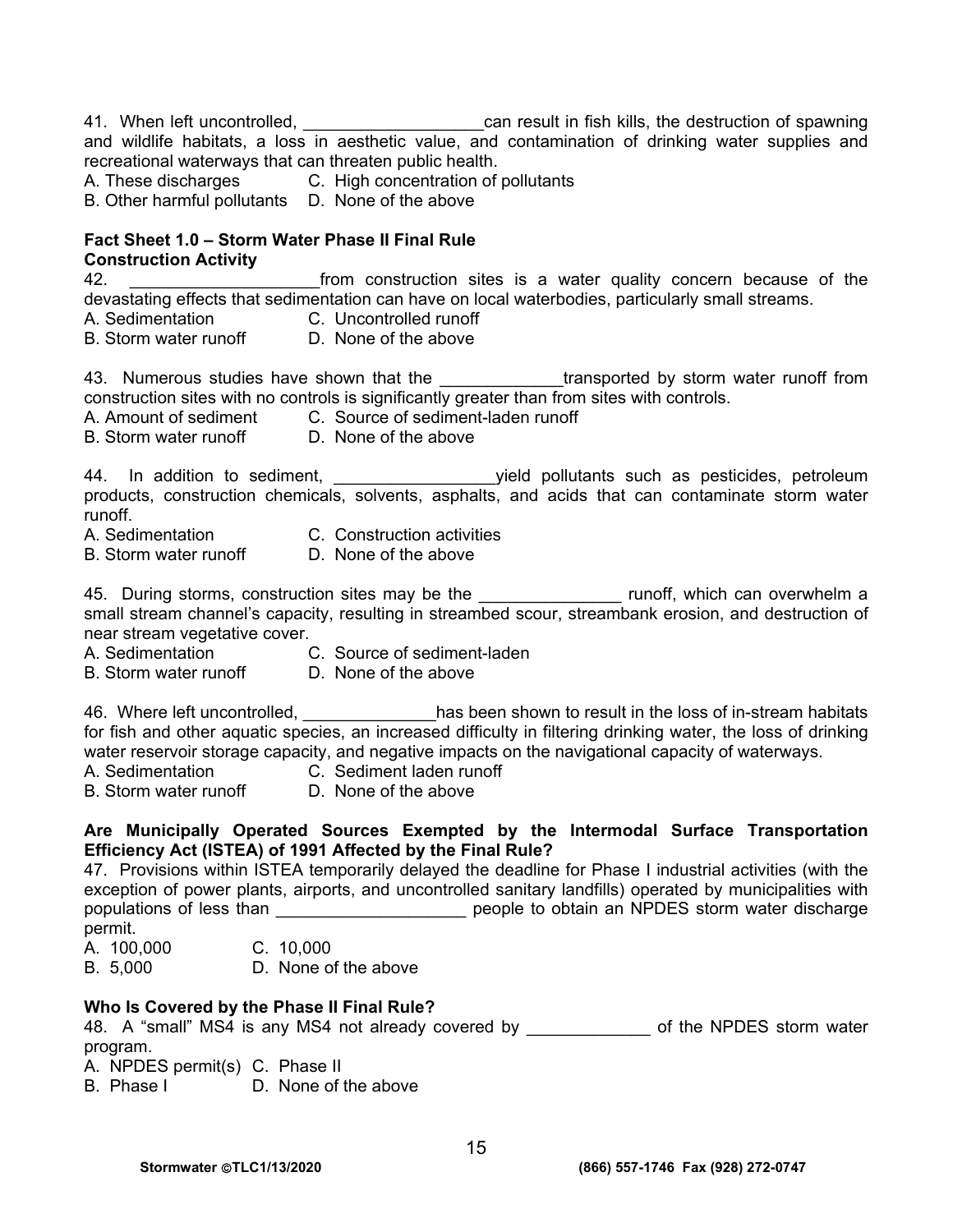41. When left uncontrolled, ___________________can result in fish kills, the destruction of spawning and wildlife habitats, a loss in aesthetic value, and contamination of drinking water supplies and recreational waterways that can threaten public health.
A. These discharges C. High concentration of pollutants
B. Other harmful pollutants D. None of the above

**Fact Sheet 1.0 – Storm Water Phase II Final Rule**
**Construction Activity**

42. ____________________from construction sites is a water quality concern because of the devastating effects that sedimentation can have on local waterbodies, particularly small streams.
A. Sedimentation C. Uncontrolled runoff
B. Storm water runoff D. None of the above

43. Numerous studies have shown that the _____________transported by storm water runoff from construction sites with no controls is significantly greater than from sites with controls.
A. Amount of sediment C. Source of sediment-laden runoff
B. Storm water runoff D. None of the above

44. In addition to sediment, _________________yield pollutants such as pesticides, petroleum products, construction chemicals, solvents, asphalts, and acids that can contaminate storm water runoff.
A. Sedimentation C. Construction activities
B. Storm water runoff D. None of the above

45. During storms, construction sites may be the _______________ runoff, which can overwhelm a small stream channel's capacity, resulting in streambed scour, streambank erosion, and destruction of near stream vegetative cover.
A. Sedimentation C. Source of sediment-laden
B. Storm water runoff D. None of the above

46. Where left uncontrolled, ______________has been shown to result in the loss of in-stream habitats for fish and other aquatic species, an increased difficulty in filtering drinking water, the loss of drinking water reservoir storage capacity, and negative impacts on the navigational capacity of waterways.
A. Sedimentation C. Sediment laden runoff
B. Storm water runoff D. None of the above

**Are Municipally Operated Sources Exempted by the Intermodal Surface Transportation Efficiency Act (ISTEA) of 1991 Affected by the Final Rule?**

47. Provisions within ISTEA temporarily delayed the deadline for Phase I industrial activities (with the exception of power plants, airports, and uncontrolled sanitary landfills) operated by municipalities with populations of less than ____________________ people to obtain an NPDES storm water discharge permit.
A. 100,000 C. 10,000
B. 5,000 D. None of the above

**Who Is Covered by the Phase II Final Rule?**

48. A "small" MS4 is any MS4 not already covered by _____________ of the NPDES storm water program.
A. NPDES permit(s) C. Phase II
B. Phase I D. None of the above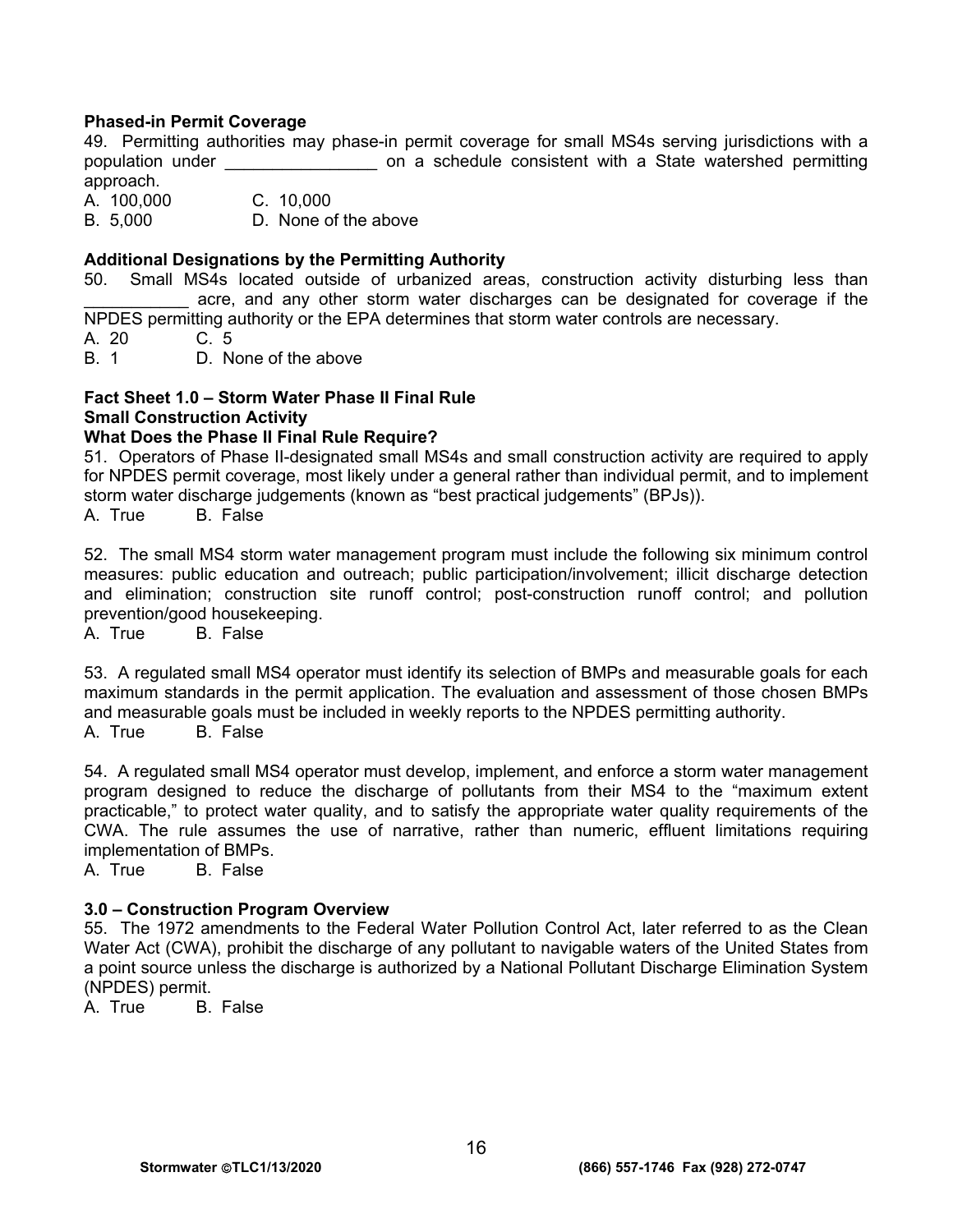**Phased-in Permit Coverage**

49. Permitting authorities may phase-in permit coverage for small MS4s serving jurisdictions with a population under ________________ on a schedule consistent with a State watershed permitting approach.

A. 100,000 C. 10,000
B. 5,000 D. None of the above

**Additional Designations by the Permitting Authority**

50. Small MS4s located outside of urbanized areas, construction activity disturbing less than ___________ acre, and any other storm water discharges can be designated for coverage if the NPDES permitting authority or the EPA determines that storm water controls are necessary.

A. 20 C. 5
B. 1 D. None of the above

**Fact Sheet 1.0 – Storm Water Phase II Final Rule**
**Small Construction Activity**
**What Does the Phase II Final Rule Require?**

51. Operators of Phase II-designated small MS4s and small construction activity are required to apply for NPDES permit coverage, most likely under a general rather than individual permit, and to implement storm water discharge judgements (known as "best practical judgements" (BPJs)).

A. True B. False

52. The small MS4 storm water management program must include the following six minimum control measures: public education and outreach; public participation/involvement; illicit discharge detection and elimination; construction site runoff control; post-construction runoff control; and pollution prevention/good housekeeping.

A. True B. False

53. A regulated small MS4 operator must identify its selection of BMPs and measurable goals for each maximum standards in the permit application. The evaluation and assessment of those chosen BMPs and measurable goals must be included in weekly reports to the NPDES permitting authority.

A. True B. False

54. A regulated small MS4 operator must develop, implement, and enforce a storm water management program designed to reduce the discharge of pollutants from their MS4 to the "maximum extent practicable," to protect water quality, and to satisfy the appropriate water quality requirements of the CWA. The rule assumes the use of narrative, rather than numeric, effluent limitations requiring implementation of BMPs.

A. True B. False

**3.0 – Construction Program Overview**

55. The 1972 amendments to the Federal Water Pollution Control Act, later referred to as the Clean Water Act (CWA), prohibit the discharge of any pollutant to navigable waters of the United States from a point source unless the discharge is authorized by a National Pollutant Discharge Elimination System (NPDES) permit.

A. True B. False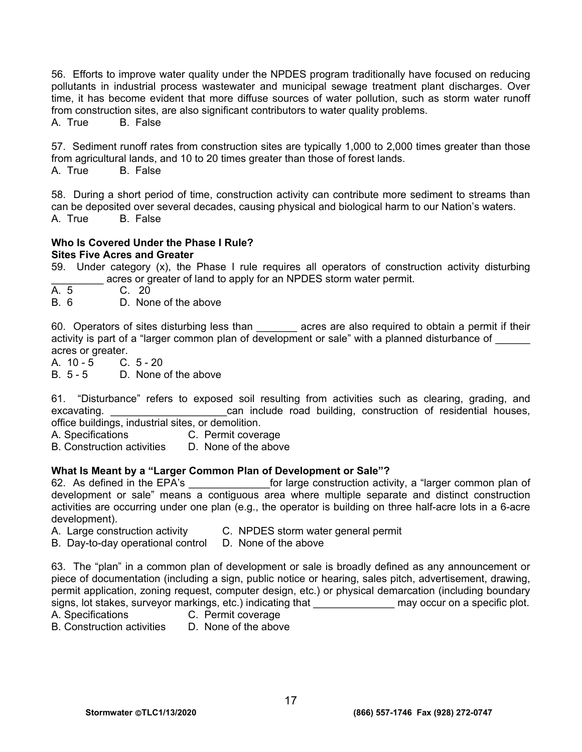56. Efforts to improve water quality under the NPDES program traditionally have focused on reducing pollutants in industrial process wastewater and municipal sewage treatment plant discharges. Over time, it has become evident that more diffuse sources of water pollution, such as storm water runoff from construction sites, are also significant contributors to water quality problems.
A. True B. False

57. Sediment runoff rates from construction sites are typically 1,000 to 2,000 times greater than those from agricultural lands, and 10 to 20 times greater than those of forest lands.
A. True B. False

58. During a short period of time, construction activity can contribute more sediment to streams than can be deposited over several decades, causing physical and biological harm to our Nation's waters.
A. True B. False

**Who Is Covered Under the Phase I Rule?**
**Sites Five Acres and Greater**

59. Under category (x), the Phase I rule requires all operators of construction activity disturbing _________ acres or greater of land to apply for an NPDES storm water permit.
A. 5 C. 20
B. 6 D. None of the above

60. Operators of sites disturbing less than _______ acres are also required to obtain a permit if their activity is part of a "larger common plan of development or sale" with a planned disturbance of ______ acres or greater.
A. 10 - 5 C. 5 - 20
B. 5 - 5 D. None of the above

61. "Disturbance" refers to exposed soil resulting from activities such as clearing, grading, and excavating. ____________________can include road building, construction of residential houses, office buildings, industrial sites, or demolition.
A. Specifications C. Permit coverage
B. Construction activities D. None of the above

**What Is Meant by a "Larger Common Plan of Development or Sale"?**

62. As defined in the EPA's ______________for large construction activity, a "larger common plan of development or sale" means a contiguous area where multiple separate and distinct construction activities are occurring under one plan (e.g., the operator is building on three half-acre lots in a 6-acre development).
A. Large construction activity C. NPDES storm water general permit
B. Day-to-day operational control D. None of the above

63. The "plan" in a common plan of development or sale is broadly defined as any announcement or piece of documentation (including a sign, public notice or hearing, sales pitch, advertisement, drawing, permit application, zoning request, computer design, etc.) or physical demarcation (including boundary signs, lot stakes, surveyor markings, etc.) indicating that ______________ may occur on a specific plot.
A. Specifications C. Permit coverage
B. Construction activities D. None of the above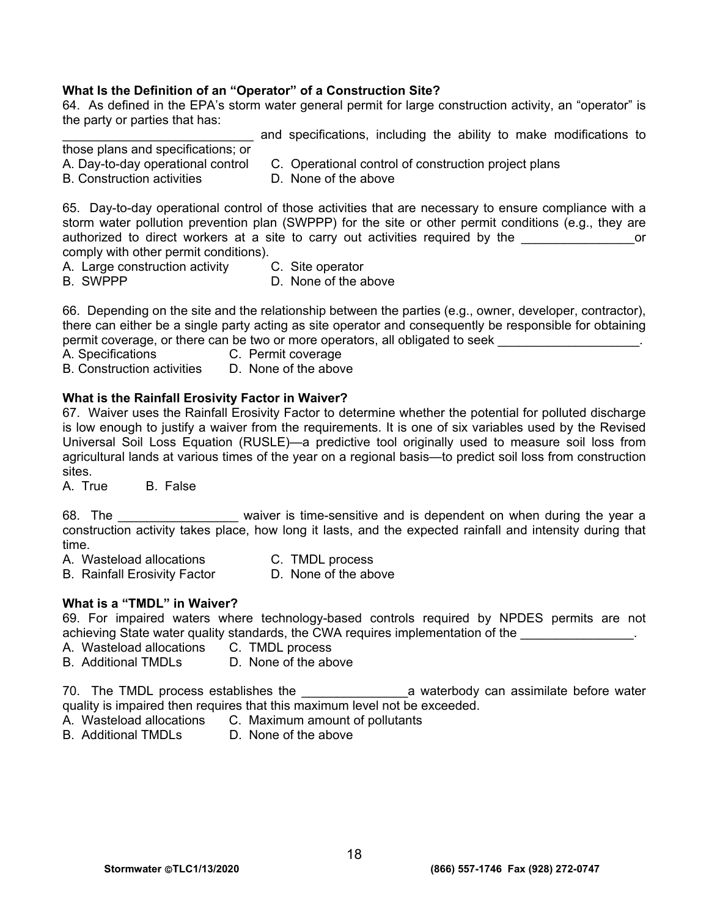**What Is the Definition of an "Operator" of a Construction Site?**

64. As defined in the EPA's storm water general permit for large construction activity, an "operator" is the party or parties that has:
___________________________ and specifications, including the ability to make modifications to those plans and specifications; or

A. Day-to-day operational control
B. Construction activities
C. Operational control of construction project plans
D. None of the above

65. Day-to-day operational control of those activities that are necessary to ensure compliance with a storm water pollution prevention plan (SWPPP) for the site or other permit conditions (e.g., they are authorized to direct workers at a site to carry out activities required by the ________________or comply with other permit conditions).

A. Large construction activity
B. SWPPP
C. Site operator
D. None of the above

66. Depending on the site and the relationship between the parties (e.g., owner, developer, contractor), there can either be a single party acting as site operator and consequently be responsible for obtaining permit coverage, or there can be two or more operators, all obligated to seek ____________________.

A. Specifications
B. Construction activities
C. Permit coverage
D. None of the above

**What is the Rainfall Erosivity Factor in Waiver?**

67. Waiver uses the Rainfall Erosivity Factor to determine whether the potential for polluted discharge is low enough to justify a waiver from the requirements. It is one of six variables used by the Revised Universal Soil Loss Equation (RUSLE)—a predictive tool originally used to measure soil loss from agricultural lands at various times of the year on a regional basis—to predict soil loss from construction sites.

A. True
B. False

68. The _________________ waiver is time-sensitive and is dependent on when during the year a construction activity takes place, how long it lasts, and the expected rainfall and intensity during that time.

A. Wasteload allocations
B. Rainfall Erosivity Factor
C. TMDL process
D. None of the above

**What is a "TMDL" in Waiver?**

69. For impaired waters where technology-based controls required by NPDES permits are not achieving State water quality standards, the CWA requires implementation of the ________________.

A. Wasteload allocations
B. Additional TMDLs
C. TMDL process
D. None of the above

70. The TMDL process establishes the _______________a waterbody can assimilate before water quality is impaired then requires that this maximum level not be exceeded.

A. Wasteload allocations
B. Additional TMDLs
C. Maximum amount of pollutants
D. None of the above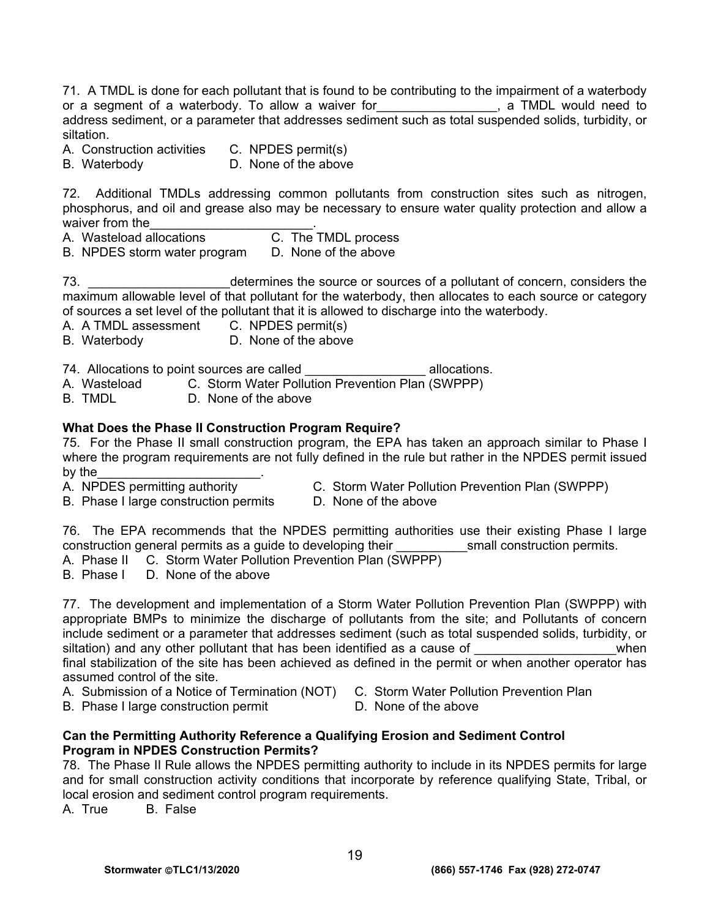71. A TMDL is done for each pollutant that is found to be contributing to the impairment of a waterbody or a segment of a waterbody. To allow a waiver for________________, a TMDL would need to address sediment, or a parameter that addresses sediment such as total suspended solids, turbidity, or siltation.

A. Construction activities
B. Waterbody
C. NPDES permit(s)
D. None of the above

72. Additional TMDLs addressing common pollutants from construction sites such as nitrogen, phosphorus, and oil and grease also may be necessary to ensure water quality protection and allow a waiver from the_______________________.

A. Wasteload allocations
B. NPDES storm water program
C. The TMDL process
D. None of the above

73. ____________________determines the source or sources of a pollutant of concern, considers the maximum allowable level of that pollutant for the waterbody, then allocates to each source or category of sources a set level of the pollutant that it is allowed to discharge into the waterbody.

A. A TMDL assessment
B. Waterbody
C. NPDES permit(s)
D. None of the above

74. Allocations to point sources are called _________________ allocations.

A. Wasteload
B. TMDL
C. Storm Water Pollution Prevention Plan (SWPPP)
D. None of the above

**What Does the Phase II Construction Program Require?**

75. For the Phase II small construction program, the EPA has taken an approach similar to Phase I where the program requirements are not fully defined in the rule but rather in the NPDES permit issued by the_______________________.

A. NPDES permitting authority
B. Phase I large construction permits
C. Storm Water Pollution Prevention Plan (SWPPP)
D. None of the above

76. The EPA recommends that the NPDES permitting authorities use their existing Phase I large construction general permits as a guide to developing their __________small construction permits.

A. Phase II
B. Phase I
C. Storm Water Pollution Prevention Plan (SWPPP)
D. None of the above

77. The development and implementation of a Storm Water Pollution Prevention Plan (SWPPP) with appropriate BMPs to minimize the discharge of pollutants from the site; and Pollutants of concern include sediment or a parameter that addresses sediment (such as total suspended solids, turbidity, or siltation) and any other pollutant that has been identified as a cause of ____________________when final stabilization of the site has been achieved as defined in the permit or when another operator has assumed control of the site.

A. Submission of a Notice of Termination (NOT)
B. Phase I large construction permit
C. Storm Water Pollution Prevention Plan
D. None of the above

**Can the Permitting Authority Reference a Qualifying Erosion and Sediment Control Program in NPDES Construction Permits?**

78. The Phase II Rule allows the NPDES permitting authority to include in its NPDES permits for large and for small construction activity conditions that incorporate by reference qualifying State, Tribal, or local erosion and sediment control program requirements.

A. True
B. False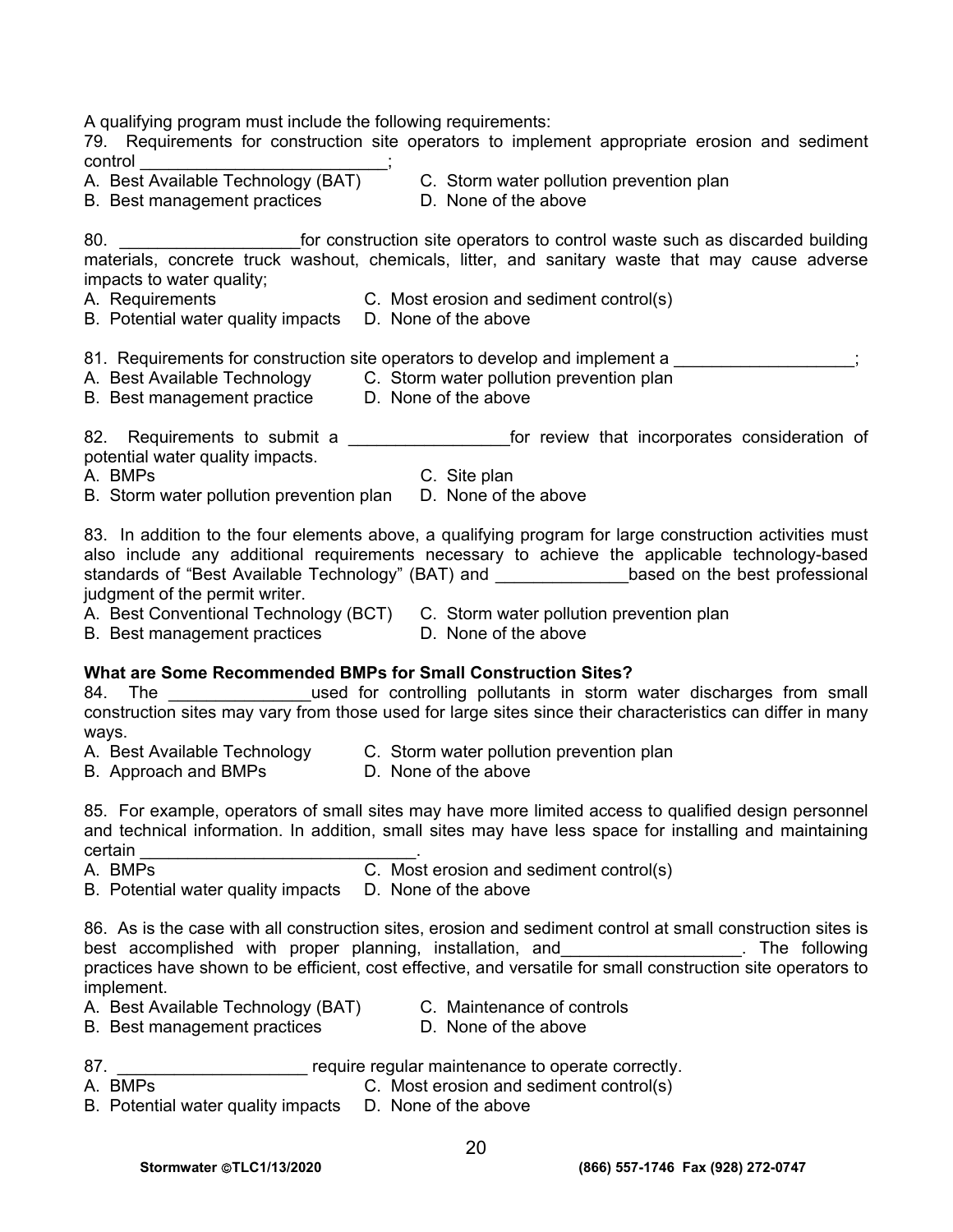A qualifying program must include the following requirements:

79. Requirements for construction site operators to implement appropriate erosion and sediment control __________________________;

A. Best Available Technology (BAT)
B. Best management practices
C. Storm water pollution prevention plan
D. None of the above

80. ___________________for construction site operators to control waste such as discarded building materials, concrete truck washout, chemicals, litter, and sanitary waste that may cause adverse impacts to water quality;

A. Requirements
B. Potential water quality impacts
C. Most erosion and sediment control(s)
D. None of the above

81. Requirements for construction site operators to develop and implement a ___________________;

A. Best Available Technology
B. Best management practice
C. Storm water pollution prevention plan
D. None of the above

82. Requirements to submit a _________________for review that incorporates consideration of potential water quality impacts.

A. BMPs
B. Storm water pollution prevention plan
C. Site plan
D. None of the above

83. In addition to the four elements above, a qualifying program for large construction activities must also include any additional requirements necessary to achieve the applicable technology-based standards of "Best Available Technology" (BAT) and ______________based on the best professional judgment of the permit writer.

A. Best Conventional Technology (BCT)
B. Best management practices
C. Storm water pollution prevention plan
D. None of the above

**What are Some Recommended BMPs for Small Construction Sites?**

84. The _______________used for controlling pollutants in storm water discharges from small construction sites may vary from those used for large sites since their characteristics can differ in many ways.

A. Best Available Technology
B. Approach and BMPs
C. Storm water pollution prevention plan
D. None of the above

85. For example, operators of small sites may have more limited access to qualified design personnel and technical information. In addition, small sites may have less space for installing and maintaining certain ______________________________.

A. BMPs
B. Potential water quality impacts
C. Most erosion and sediment control(s)
D. None of the above

86. As is the case with all construction sites, erosion and sediment control at small construction sites is best accomplished with proper planning, installation, and___________________. The following practices have shown to be efficient, cost effective, and versatile for small construction site operators to implement.

A. Best Available Technology (BAT)
B. Best management practices
C. Maintenance of controls
D. None of the above

87. ____________________ require regular maintenance to operate correctly.

A. BMPs
B. Potential water quality impacts
C. Most erosion and sediment control(s)
D. None of the above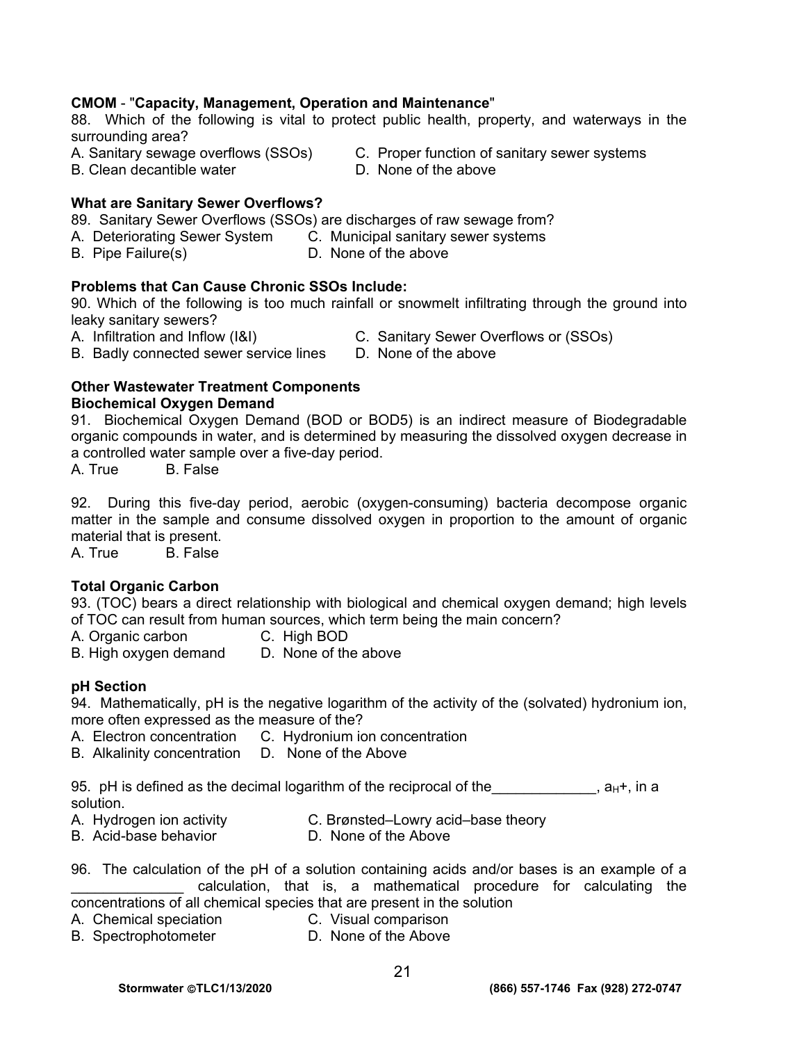**CMOM** - "**Capacity, Management, Operation and Maintenance**"

88. Which of the following is vital to protect public health, property, and waterways in the surrounding area?

A. Sanitary sewage overflows (SSOs)
B. Clean decantible water
C. Proper function of sanitary sewer systems
D. None of the above

**What are Sanitary Sewer Overflows?**

89. Sanitary Sewer Overflows (SSOs) are discharges of raw sewage from?

A. Deteriorating Sewer System
B. Pipe Failure(s)
C. Municipal sanitary sewer systems
D. None of the above

**Problems that Can Cause Chronic SSOs Include:**

90. Which of the following is too much rainfall or snowmelt infiltrating through the ground into leaky sanitary sewers?

A. Infiltration and Inflow (I&I)
B. Badly connected sewer service lines
C. Sanitary Sewer Overflows or (SSOs)
D. None of the above

**Other Wastewater Treatment Components**

**Biochemical Oxygen Demand**

91. Biochemical Oxygen Demand (BOD or BOD5) is an indirect measure of Biodegradable organic compounds in water, and is determined by measuring the dissolved oxygen decrease in a controlled water sample over a five-day period.

A. True B. False

92. During this five-day period, aerobic (oxygen-consuming) bacteria decompose organic matter in the sample and consume dissolved oxygen in proportion to the amount of organic material that is present.

A. True B. False

**Total Organic Carbon**

93. (TOC) bears a direct relationship with biological and chemical oxygen demand; high levels of TOC can result from human sources, which term being the main concern?

A. Organic carbon
B. High oxygen demand
C. High BOD
D. None of the above

**pH Section**

94. Mathematically, pH is the negative logarithm of the activity of the (solvated) hydronium ion, more often expressed as the measure of the?

A. Electron concentration
B. Alkalinity concentration
C. Hydronium ion concentration
D. None of the Above

95. pH is defined as the decimal logarithm of the reciprocal of the_____________, $a_H$+, in a solution.

A. Hydrogen ion activity
B. Acid-base behavior
C. Brønsted–Lowry acid–base theory
D. None of the Above

96. The calculation of the pH of a solution containing acids and/or bases is an example of a ______________ calculation, that is, a mathematical procedure for calculating the concentrations of all chemical species that are present in the solution

A. Chemical speciation
B. Spectrophotometer
C. Visual comparison
D. None of the Above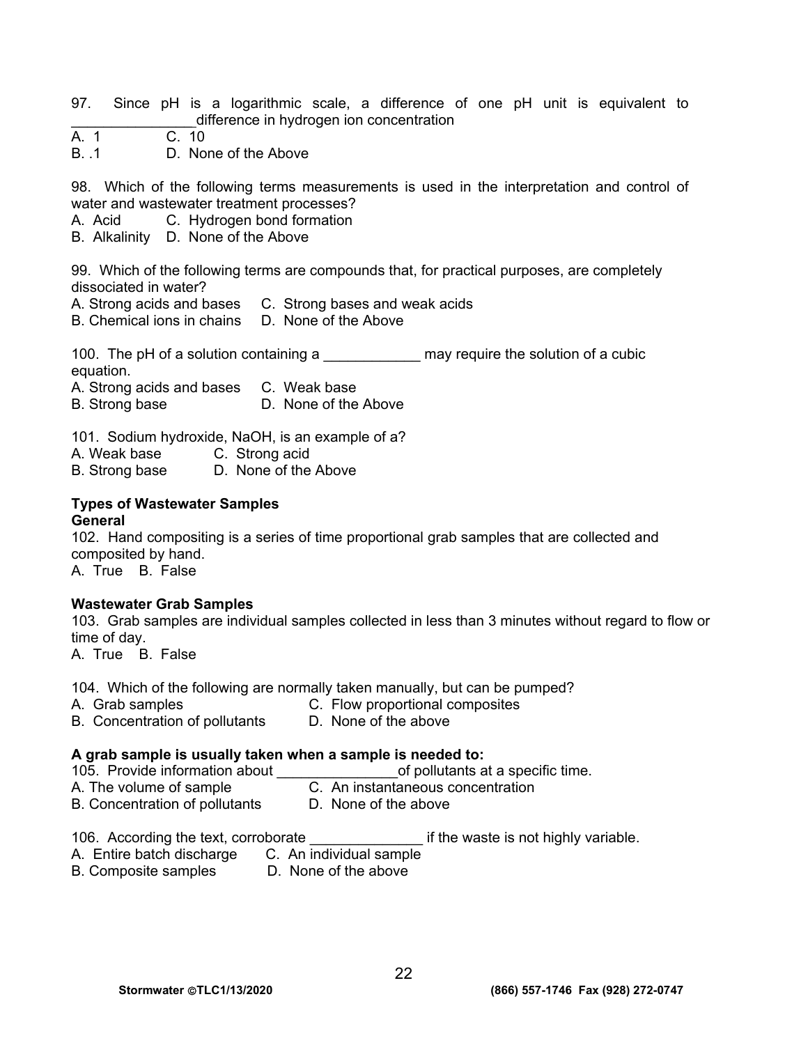97. Since pH is a logarithmic scale, a difference of one pH unit is equivalent to _______________difference in hydrogen ion concentration

A. 1 C. 10

B. .1 D. None of the Above

98. Which of the following terms measurements is used in the interpretation and control of water and wastewater treatment processes?

A. Acid C. Hydrogen bond formation

B. Alkalinity D. None of the Above

99. Which of the following terms are compounds that, for practical purposes, are completely dissociated in water?

A. Strong acids and bases C. Strong bases and weak acids

B. Chemical ions in chains D. None of the Above

100. The pH of a solution containing a ____________ may require the solution of a cubic equation.

A. Strong acids and bases C. Weak base

B. Strong base D. None of the Above

101. Sodium hydroxide, NaOH, is an example of a?

A. Weak base C. Strong acid

B. Strong base D. None of the Above

**Types of Wastewater Samples**

**General**

102. Hand compositing is a series of time proportional grab samples that are collected and composited by hand.

A. True B. False

**Wastewater Grab Samples**

103. Grab samples are individual samples collected in less than 3 minutes without regard to flow or time of day.

A. True B. False

104. Which of the following are normally taken manually, but can be pumped?

A. Grab samples C. Flow proportional composites

B. Concentration of pollutants D. None of the above

**A grab sample is usually taken when a sample is needed to:**

105. Provide information about _______________of pollutants at a specific time.

A. The volume of sample C. An instantaneous concentration

B. Concentration of pollutants D. None of the above

106. According the text, corroborate ______________ if the waste is not highly variable.

A. Entire batch discharge C. An individual sample

B. Composite samples D. None of the above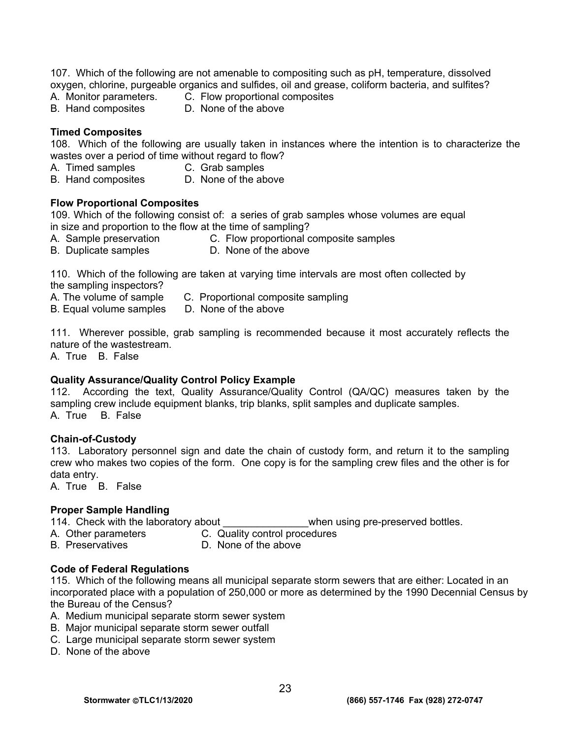107. Which of the following are not amenable to compositing such as pH, temperature, dissolved oxygen, chlorine, purgeable organics and sulfides, oil and grease, coliform bacteria, and sulfites?

A. Monitor parameters.  
B. Hand composites  
C. Flow proportional composites  
D. None of the above

**Timed Composites**

108. Which of the following are usually taken in instances where the intention is to characterize the wastes over a period of time without regard to flow?

A. Timed samples  
B. Hand composites  
C. Grab samples  
D. None of the above

**Flow Proportional Composites**

109. Which of the following consist of: a series of grab samples whose volumes are equal in size and proportion to the flow at the time of sampling?

A. Sample preservation  
B. Duplicate samples  
C. Flow proportional composite samples  
D. None of the above

110. Which of the following are taken at varying time intervals are most often collected by the sampling inspectors?

A. The volume of sample  
B. Equal volume samples  
C. Proportional composite sampling  
D. None of the above

111. Wherever possible, grab sampling is recommended because it most accurately reflects the nature of the wastestream.

A. True B. False

**Quality Assurance/Quality Control Policy Example**

112. According the text, Quality Assurance/Quality Control (QA/QC) measures taken by the sampling crew include equipment blanks, trip blanks, split samples and duplicate samples.

A. True B. False

**Chain-of-Custody**

113. Laboratory personnel sign and date the chain of custody form, and return it to the sampling crew who makes two copies of the form. One copy is for the sampling crew files and the other is for data entry.

A. True B. False

**Proper Sample Handling**

114. Check with the laboratory about _______________when using pre-preserved bottles.

A. Other parameters  
B. Preservatives  
C. Quality control procedures  
D. None of the above

**Code of Federal Regulations**

115. Which of the following means all municipal separate storm sewers that are either: Located in an incorporated place with a population of 250,000 or more as determined by the 1990 Decennial Census by the Bureau of the Census?

A. Medium municipal separate storm sewer system  
B. Major municipal separate storm sewer outfall  
C. Large municipal separate storm sewer system  
D. None of the above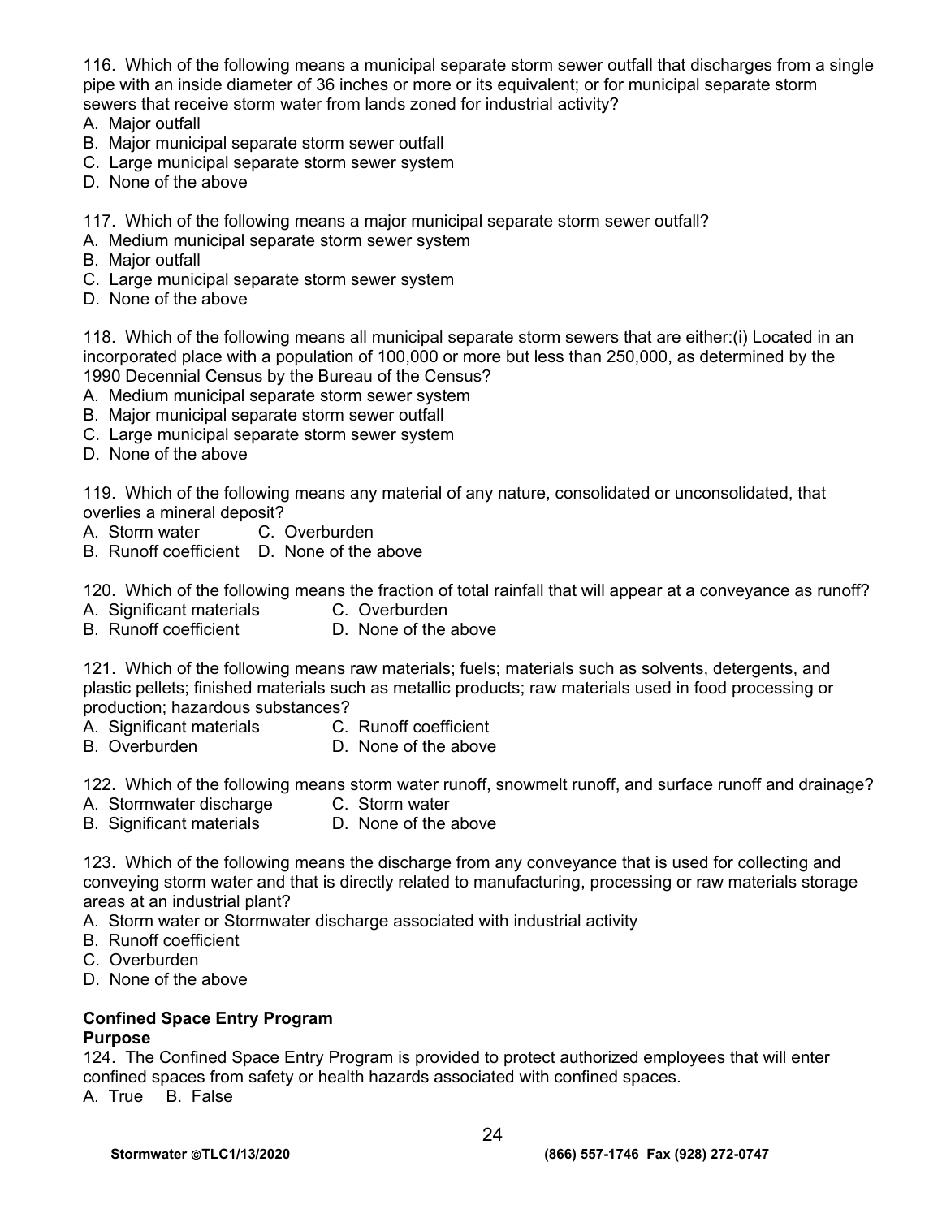116. Which of the following means a municipal separate storm sewer outfall that discharges from a single pipe with an inside diameter of 36 inches or more or its equivalent; or for municipal separate storm sewers that receive storm water from lands zoned for industrial activity?
A. Major outfall
B. Major municipal separate storm sewer outfall
C. Large municipal separate storm sewer system
D. None of the above

117. Which of the following means a major municipal separate storm sewer outfall?
A. Medium municipal separate storm sewer system
B. Major outfall
C. Large municipal separate storm sewer system
D. None of the above

118. Which of the following means all municipal separate storm sewers that are either:(i) Located in an incorporated place with a population of 100,000 or more but less than 250,000, as determined by the 1990 Decennial Census by the Bureau of the Census?
A. Medium municipal separate storm sewer system
B. Major municipal separate storm sewer outfall
C. Large municipal separate storm sewer system
D. None of the above

119. Which of the following means any material of any nature, consolidated or unconsolidated, that overlies a mineral deposit?
A. Storm water
B. Runoff coefficient
C. Overburden
D. None of the above

120. Which of the following means the fraction of total rainfall that will appear at a conveyance as runoff?
A. Significant materials
B. Runoff coefficient
C. Overburden
D. None of the above

121. Which of the following means raw materials; fuels; materials such as solvents, detergents, and plastic pellets; finished materials such as metallic products; raw materials used in food processing or production; hazardous substances?
A. Significant materials
B. Overburden
C. Runoff coefficient
D. None of the above

122. Which of the following means storm water runoff, snowmelt runoff, and surface runoff and drainage?
A. Stormwater discharge
B. Significant materials
C. Storm water
D. None of the above

123. Which of the following means the discharge from any conveyance that is used for collecting and conveying storm water and that is directly related to manufacturing, processing or raw materials storage areas at an industrial plant?
A. Storm water or Stormwater discharge associated with industrial activity
B. Runoff coefficient
C. Overburden
D. None of the above

**Confined Space Entry Program**

**Purpose**

124. The Confined Space Entry Program is provided to protect authorized employees that will enter confined spaces from safety or health hazards associated with confined spaces.
A. True B. False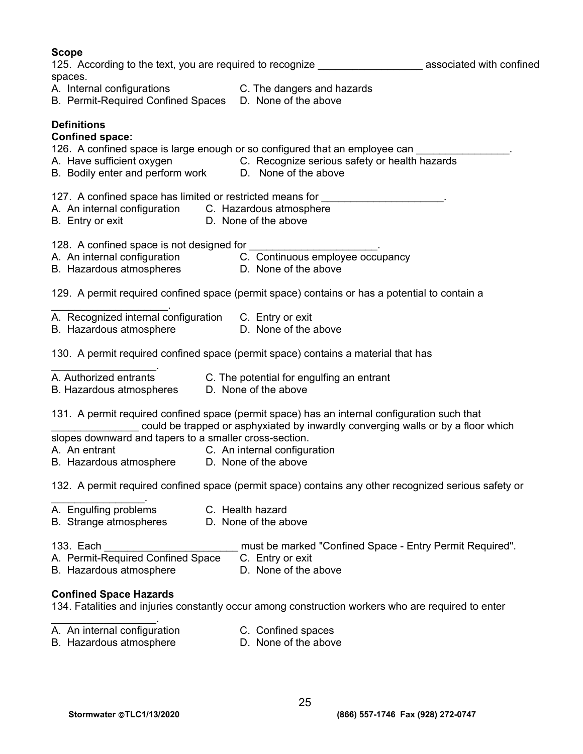**Scope**

125. According to the text, you are required to recognize __________________ associated with confined spaces.

A. Internal configurations
B. Permit-Required Confined Spaces
C. The dangers and hazards
D. None of the above

**Definitions**

**Confined space:**

126. A confined space is large enough or so configured that an employee can ________________.

A. Have sufficient oxygen
B. Bodily enter and perform work
C. Recognize serious safety or health hazards
D. None of the above

127. A confined space has limited or restricted means for _____________________.

A. An internal configuration
B. Entry or exit
C. Hazardous atmosphere
D. None of the above

128. A confined space is not designed for ______________________.

A. An internal configuration
B. Hazardous atmospheres
C. Continuous employee occupancy
D. None of the above

129. A permit required confined space (permit space) contains or has a potential to contain a ____________________.

A. Recognized internal configuration
B. Hazardous atmosphere
C. Entry or exit
D. None of the above

130. A permit required confined space (permit space) contains a material that has __________________.

A. Authorized entrants
B. Hazardous atmospheres
C. The potential for engulfing an entrant
D. None of the above

131. A permit required confined space (permit space) has an internal configuration such that _______________ could be trapped or asphyxiated by inwardly converging walls or by a floor which slopes downward and tapers to a smaller cross-section.

A. An entrant
B. Hazardous atmosphere
C. An internal configuration
D. None of the above

132. A permit required confined space (permit space) contains any other recognized serious safety or ________________.

A. Engulfing problems
B. Strange atmospheres
C. Health hazard
D. None of the above

133. Each _______________________ must be marked "Confined Space - Entry Permit Required".

A. Permit-Required Confined Space
B. Hazardous atmosphere
C. Entry or exit
D. None of the above

**Confined Space Hazards**

134. Fatalities and injuries constantly occur among construction workers who are required to enter __________________.

A. An internal configuration
B. Hazardous atmosphere
C. Confined spaces
D. None of the above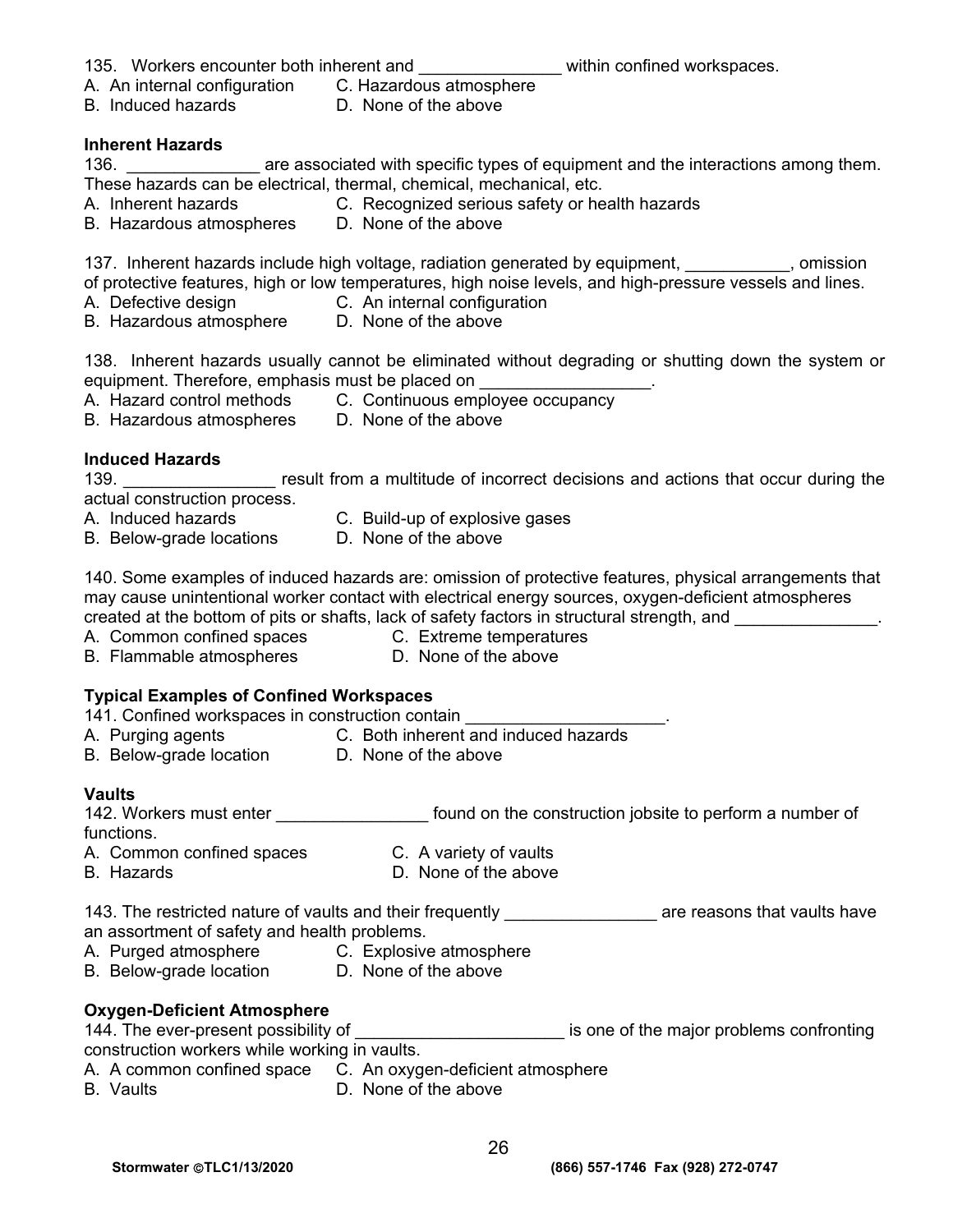135. Workers encounter both inherent and _______________ within confined workspaces.
A. An internal configuration
B. Induced hazards
C. Hazardous atmosphere
D. None of the above

**Inherent Hazards**

136. ______________ are associated with specific types of equipment and the interactions among them. These hazards can be electrical, thermal, chemical, mechanical, etc.
A. Inherent hazards
B. Hazardous atmospheres
C. Recognized serious safety or health hazards
D. None of the above

137. Inherent hazards include high voltage, radiation generated by equipment, ___________, omission of protective features, high or low temperatures, high noise levels, and high-pressure vessels and lines.
A. Defective design
B. Hazardous atmosphere
C. An internal configuration
D. None of the above

138. Inherent hazards usually cannot be eliminated without degrading or shutting down the system or equipment. Therefore, emphasis must be placed on __________________.
A. Hazard control methods
B. Hazardous atmospheres
C. Continuous employee occupancy
D. None of the above

**Induced Hazards**

139. ________________ result from a multitude of incorrect decisions and actions that occur during the actual construction process.
A. Induced hazards
B. Below-grade locations
C. Build-up of explosive gases
D. None of the above

140. Some examples of induced hazards are: omission of protective features, physical arrangements that may cause unintentional worker contact with electrical energy sources, oxygen-deficient atmospheres created at the bottom of pits or shafts, lack of safety factors in structural strength, and _______________.
A. Common confined spaces
B. Flammable atmospheres
C. Extreme temperatures
D. None of the above

**Typical Examples of Confined Workspaces**

141. Confined workspaces in construction contain _____________________.
A. Purging agents
B. Below-grade location
C. Both inherent and induced hazards
D. None of the above

**Vaults**

142. Workers must enter ________________ found on the construction jobsite to perform a number of functions.
A. Common confined spaces
B. Hazards
C. A variety of vaults
D. None of the above

143. The restricted nature of vaults and their frequently ________________ are reasons that vaults have an assortment of safety and health problems.
A. Purged atmosphere
B. Below-grade location
C. Explosive atmosphere
D. None of the above

**Oxygen-Deficient Atmosphere**

144. The ever-present possibility of ______________________ is one of the major problems confronting construction workers while working in vaults.
A. A common confined space
B. Vaults
C. An oxygen-deficient atmosphere
D. None of the above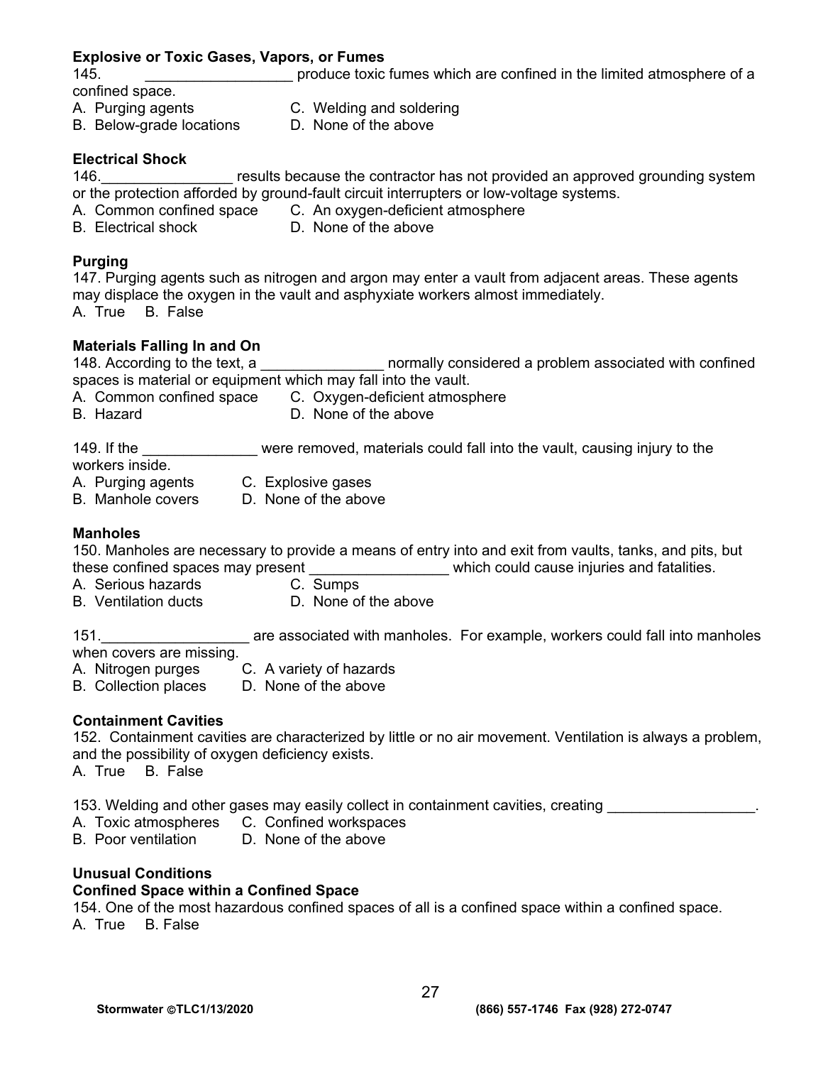**Explosive or Toxic Gases, Vapors, or Fumes**

145. __________________ produce toxic fumes which are confined in the limited atmosphere of a confined space.

A. Purging agents
B. Below-grade locations
C. Welding and soldering
D. None of the above

**Electrical Shock**

146.________________ results because the contractor has not provided an approved grounding system or the protection afforded by ground-fault circuit interrupters or low-voltage systems.

A. Common confined space
B. Electrical shock
C. An oxygen-deficient atmosphere
D. None of the above

**Purging**

147. Purging agents such as nitrogen and argon may enter a vault from adjacent areas. These agents may displace the oxygen in the vault and asphyxiate workers almost immediately.

A. True B. False

**Materials Falling In and On**

148. According to the text, a _______________ normally considered a problem associated with confined spaces is material or equipment which may fall into the vault.

A. Common confined space
B. Hazard
C. Oxygen-deficient atmosphere
D. None of the above

149. If the ______________ were removed, materials could fall into the vault, causing injury to the workers inside.

A. Purging agents
B. Manhole covers
C. Explosive gases
D. None of the above

**Manholes**

150. Manholes are necessary to provide a means of entry into and exit from vaults, tanks, and pits, but these confined spaces may present _________________ which could cause injuries and fatalities.

A. Serious hazards
B. Ventilation ducts
C. Sumps
D. None of the above

151.__________________ are associated with manholes. For example, workers could fall into manholes when covers are missing.

A. Nitrogen purges
B. Collection places
C. A variety of hazards
D. None of the above

**Containment Cavities**

152. Containment cavities are characterized by little or no air movement. Ventilation is always a problem, and the possibility of oxygen deficiency exists.

A. True B. False

153. Welding and other gases may easily collect in containment cavities, creating __________________.

A. Toxic atmospheres
B. Poor ventilation
C. Confined workspaces
D. None of the above

**Unusual Conditions**

**Confined Space within a Confined Space**

154. One of the most hazardous confined spaces of all is a confined space within a confined space.

A. True B. False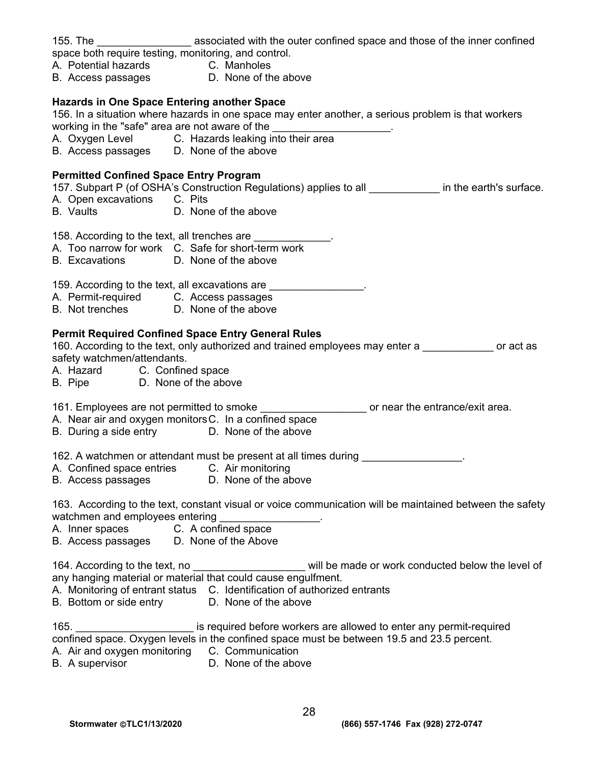155. The ________________ associated with the outer confined space and those of the inner confined space both require testing, monitoring, and control.

A. Potential hazards  C. Manholes
B. Access passages  D. None of the above

**Hazards in One Space Entering another Space**

156. In a situation where hazards in one space may enter another, a serious problem is that workers working in the "safe" area are not aware of the ____________________.

A. Oxygen Level  C. Hazards leaking into their area
B. Access passages  D. None of the above

**Permitted Confined Space Entry Program**

157. Subpart P (of OSHA's Construction Regulations) applies to all ____________ in the earth's surface.

A. Open excavations  C. Pits
B. Vaults  D. None of the above

158. According to the text, all trenches are _____________.

A. Too narrow for work  C. Safe for short-term work
B. Excavations  D. None of the above

159. According to the text, all excavations are ________________.

A. Permit-required  C. Access passages
B. Not trenches  D. None of the above

**Permit Required Confined Space Entry General Rules**

160. According to the text, only authorized and trained employees may enter a ____________ or act as safety watchmen/attendants.

A. Hazard  C. Confined space
B. Pipe  D. None of the above

161. Employees are not permitted to smoke __________________ or near the entrance/exit area.

A. Near air and oxygen monitors C. In a confined space
B. During a side entry  D. None of the above

162. A watchmen or attendant must be present at all times during _________________.

A. Confined space entries  C. Air monitoring
B. Access passages  D. None of the above

163. According to the text, constant visual or voice communication will be maintained between the safety watchmen and employees entering _________________.

A. Inner spaces  C. A confined space
B. Access passages  D. None of the Above

164. According to the text, no ___________________ will be made or work conducted below the level of any hanging material or material that could cause engulfment.

A. Monitoring of entrant status  C. Identification of authorized entrants
B. Bottom or side entry  D. None of the above

165. ____________________ is required before workers are allowed to enter any permit-required confined space. Oxygen levels in the confined space must be between 19.5 and 23.5 percent.

A. Air and oxygen monitoring  C. Communication
B. A supervisor  D. None of the above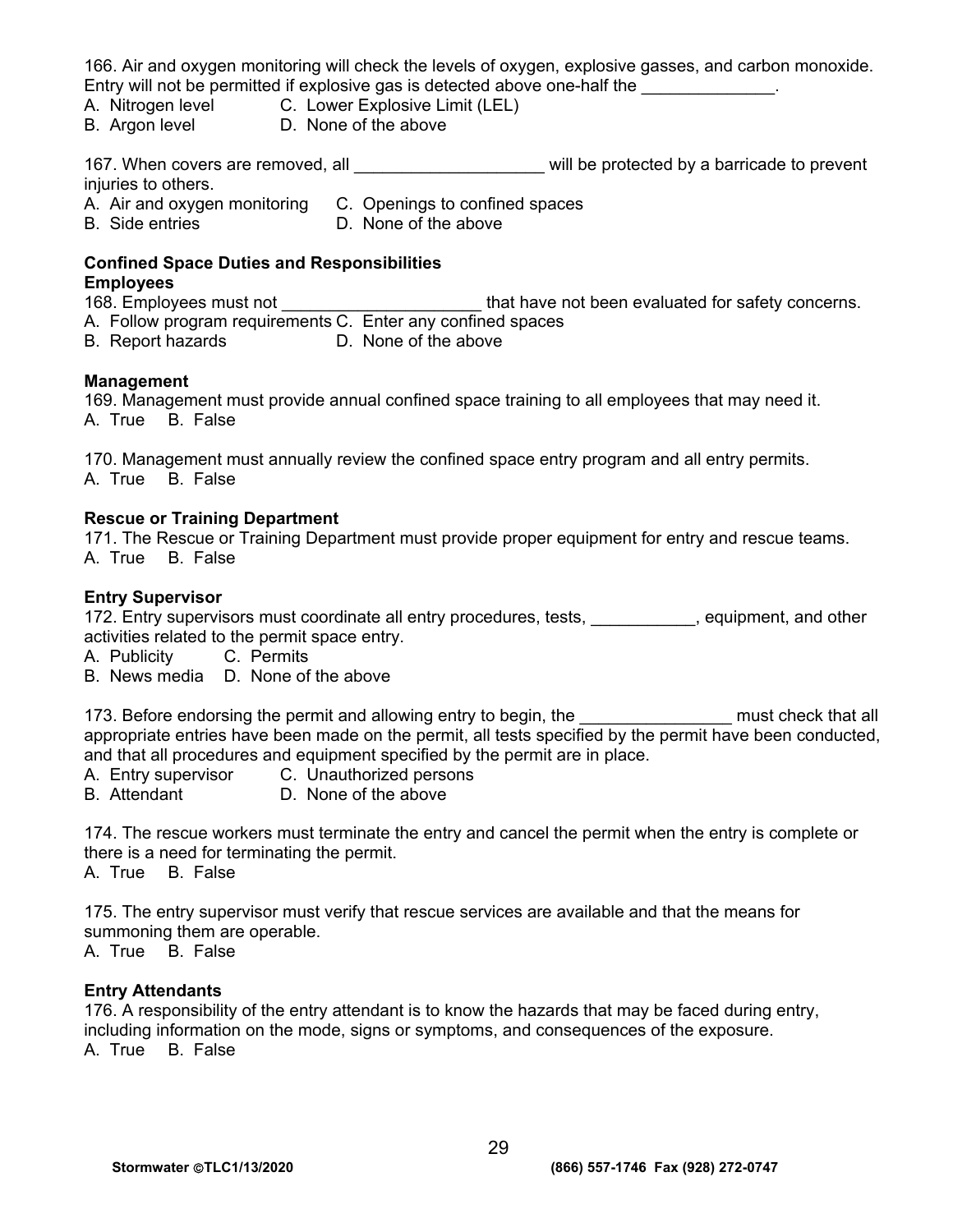166. Air and oxygen monitoring will check the levels of oxygen, explosive gasses, and carbon monoxide. Entry will not be permitted if explosive gas is detected above one-half the ______________.

A. Nitrogen level  C. Lower Explosive Limit (LEL)
B. Argon level  D. None of the above

167. When covers are removed, all ____________________ will be protected by a barricade to prevent injuries to others.

A. Air and oxygen monitoring  C. Openings to confined spaces
B. Side entries  D. None of the above

**Confined Space Duties and Responsibilities**

**Employees**

168. Employees must not ______________________ that have not been evaluated for safety concerns.

A. Follow program requirements C. Enter any confined spaces
B. Report hazards  D. None of the above

**Management**

169. Management must provide annual confined space training to all employees that may need it.

A. True  B. False

170. Management must annually review the confined space entry program and all entry permits.

A. True  B. False

**Rescue or Training Department**

171. The Rescue or Training Department must provide proper equipment for entry and rescue teams.

A. True  B. False

**Entry Supervisor**

172. Entry supervisors must coordinate all entry procedures, tests, ___________, equipment, and other activities related to the permit space entry.

A. Publicity  C. Permits
B. News media  D. None of the above

173. Before endorsing the permit and allowing entry to begin, the ________________ must check that all appropriate entries have been made on the permit, all tests specified by the permit have been conducted, and that all procedures and equipment specified by the permit are in place.

A. Entry supervisor  C. Unauthorized persons
B. Attendant  D. None of the above

174. The rescue workers must terminate the entry and cancel the permit when the entry is complete or there is a need for terminating the permit.

A. True  B. False

175. The entry supervisor must verify that rescue services are available and that the means for summoning them are operable.

A. True  B. False

**Entry Attendants**

176. A responsibility of the entry attendant is to know the hazards that may be faced during entry, including information on the mode, signs or symptoms, and consequences of the exposure.

A. True  B. False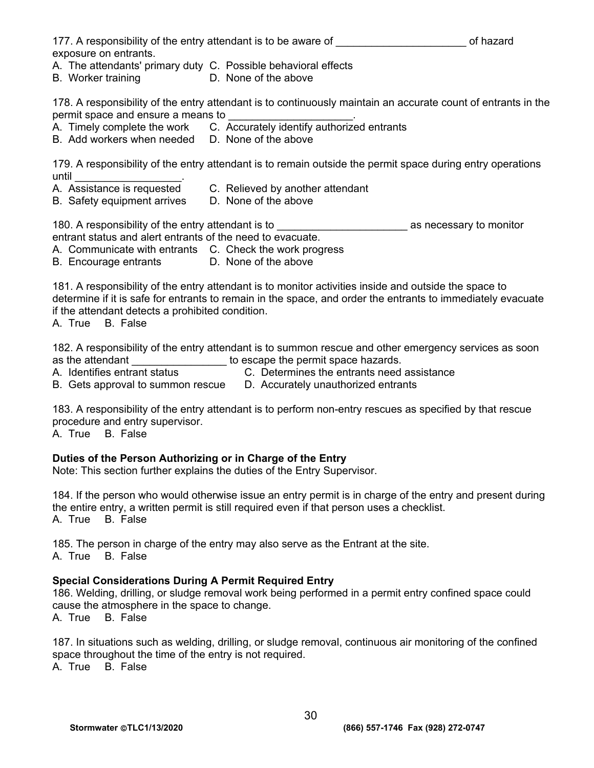177. A responsibility of the entry attendant is to be aware of ______________________ of hazard exposure on entrants.

A. The attendants' primary duty
B. Worker training
C. Possible behavioral effects
D. None of the above

178. A responsibility of the entry attendant is to continuously maintain an accurate count of entrants in the permit space and ensure a means to _____________________.

A. Timely complete the work
B. Add workers when needed
C. Accurately identify authorized entrants
D. None of the above

179. A responsibility of the entry attendant is to remain outside the permit space during entry operations until __________________.

A. Assistance is requested
B. Safety equipment arrives
C. Relieved by another attendant
D. None of the above

180. A responsibility of the entry attendant is to ______________________ as necessary to monitor entrant status and alert entrants of the need to evacuate.

A. Communicate with entrants
B. Encourage entrants
C. Check the work progress
D. None of the above

181. A responsibility of the entry attendant is to monitor activities inside and outside the space to determine if it is safe for entrants to remain in the space, and order the entrants to immediately evacuate if the attendant detects a prohibited condition.

A. True B. False

182. A responsibility of the entry attendant is to summon rescue and other emergency services as soon as the attendant ________________ to escape the permit space hazards.

A. Identifies entrant status
B. Gets approval to summon rescue
C. Determines the entrants need assistance
D. Accurately unauthorized entrants

183. A responsibility of the entry attendant is to perform non-entry rescues as specified by that rescue procedure and entry supervisor.

A. True B. False

**Duties of the Person Authorizing or in Charge of the Entry**

Note: This section further explains the duties of the Entry Supervisor.

184. If the person who would otherwise issue an entry permit is in charge of the entry and present during the entire entry, a written permit is still required even if that person uses a checklist.

A. True B. False

185. The person in charge of the entry may also serve as the Entrant at the site.

A. True B. False

**Special Considerations During A Permit Required Entry**

186. Welding, drilling, or sludge removal work being performed in a permit entry confined space could cause the atmosphere in the space to change.

A. True B. False

187. In situations such as welding, drilling, or sludge removal, continuous air monitoring of the confined space throughout the time of the entry is not required.

A. True B. False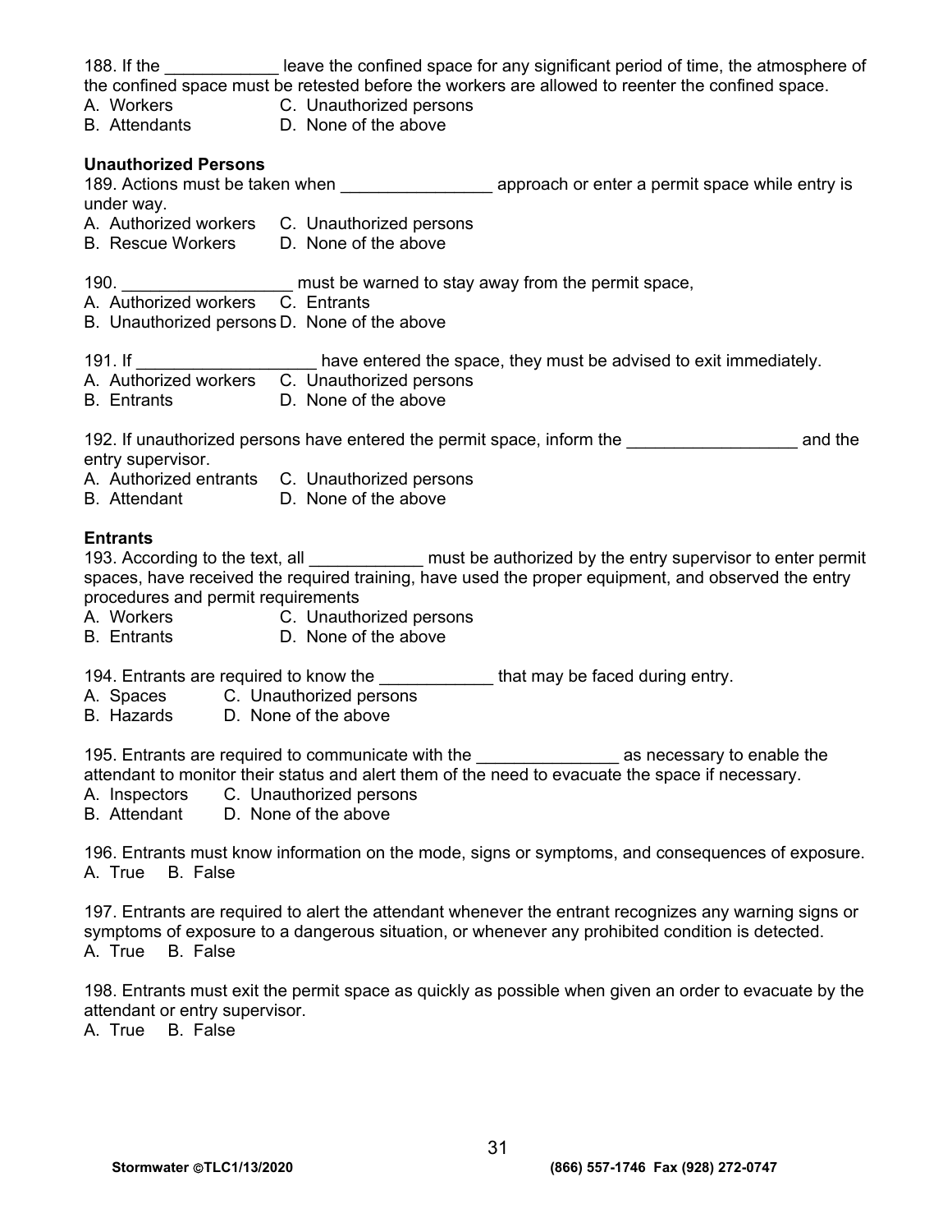188. If the ____________ leave the confined space for any significant period of time, the atmosphere of the confined space must be retested before the workers are allowed to reenter the confined space.
A. Workers C. Unauthorized persons
B. Attendants D. None of the above

**Unauthorized Persons**

189. Actions must be taken when ________________ approach or enter a permit space while entry is under way.
A. Authorized workers C. Unauthorized persons
B. Rescue Workers D. None of the above

190. __________________ must be warned to stay away from the permit space,
A. Authorized workers C. Entrants
B. Unauthorized persons D. None of the above

191. If ___________________ have entered the space, they must be advised to exit immediately.
A. Authorized workers C. Unauthorized persons
B. Entrants D. None of the above

192. If unauthorized persons have entered the permit space, inform the __________________ and the entry supervisor.
A. Authorized entrants C. Unauthorized persons
B. Attendant D. None of the above

**Entrants**

193. According to the text, all ____________ must be authorized by the entry supervisor to enter permit spaces, have received the required training, have used the proper equipment, and observed the entry procedures and permit requirements
A. Workers C. Unauthorized persons
B. Entrants D. None of the above

194. Entrants are required to know the ____________ that may be faced during entry.
A. Spaces C. Unauthorized persons
B. Hazards D. None of the above

195. Entrants are required to communicate with the _______________ as necessary to enable the attendant to monitor their status and alert them of the need to evacuate the space if necessary.
A. Inspectors C. Unauthorized persons
B. Attendant D. None of the above

196. Entrants must know information on the mode, signs or symptoms, and consequences of exposure.
A. True B. False

197. Entrants are required to alert the attendant whenever the entrant recognizes any warning signs or symptoms of exposure to a dangerous situation, or whenever any prohibited condition is detected.
A. True B. False

198. Entrants must exit the permit space as quickly as possible when given an order to evacuate by the attendant or entry supervisor.
A. True B. False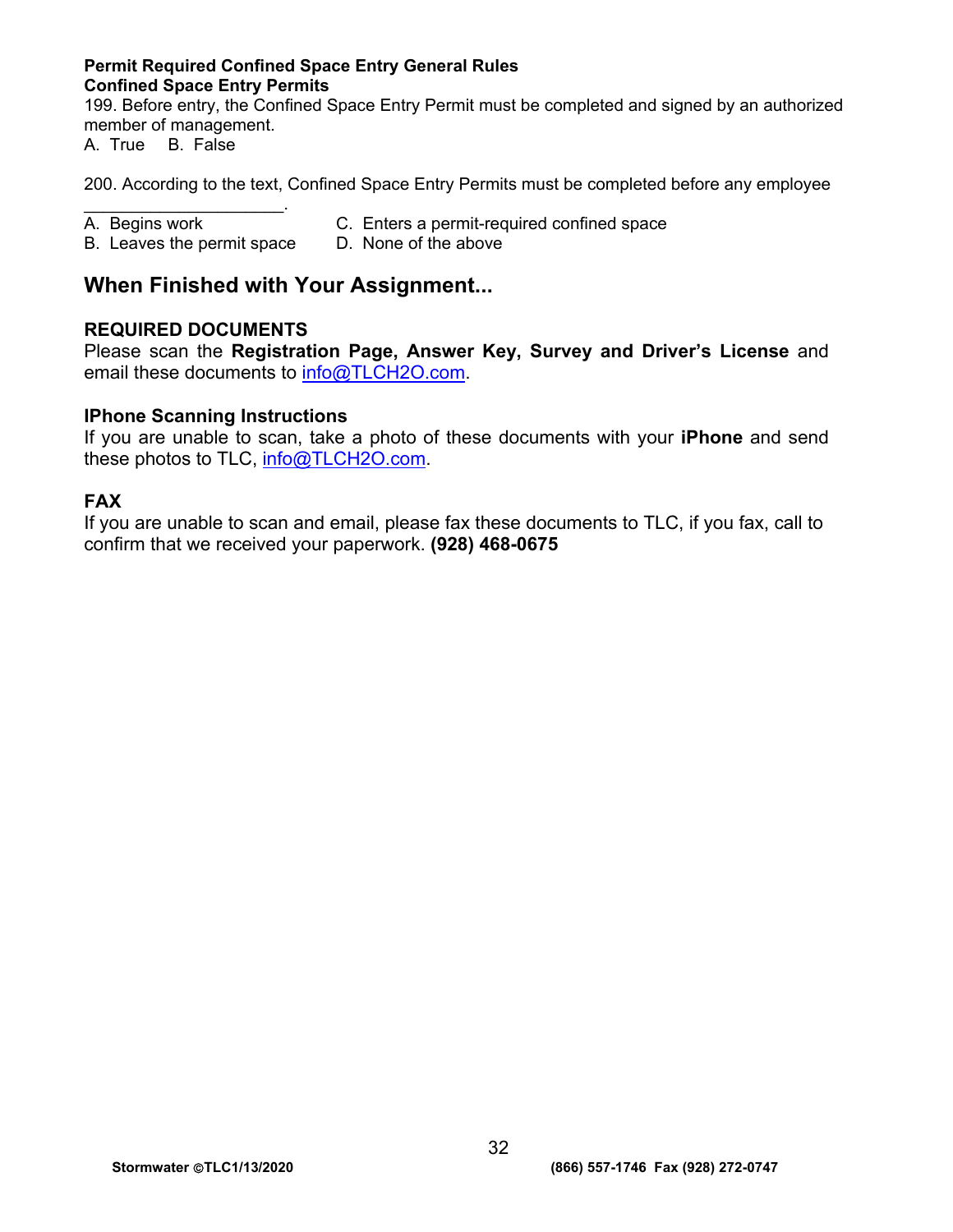**Permit Required Confined Space Entry General Rules**
**Confined Space Entry Permits**

199. Before entry, the Confined Space Entry Permit must be completed and signed by an authorized member of management.
A. True B. False

200. According to the text, Confined Space Entry Permits must be completed before any employee ____________________.
A. Begins work
B. Leaves the permit space
C. Enters a permit-required confined space
D. None of the above

## When Finished with Your Assignment...

### REQUIRED DOCUMENTS

Please scan the **Registration Page, Answer Key, Survey and Driver's License** and email these documents to info@TLCH2O.com.

### IPhone Scanning Instructions

If you are unable to scan, take a photo of these documents with your **iPhone** and send these photos to TLC, info@TLCH2O.com.

### FAX

If you are unable to scan and email, please fax these documents to TLC, if you fax, call to confirm that we received your paperwork. **(928) 468-0675**